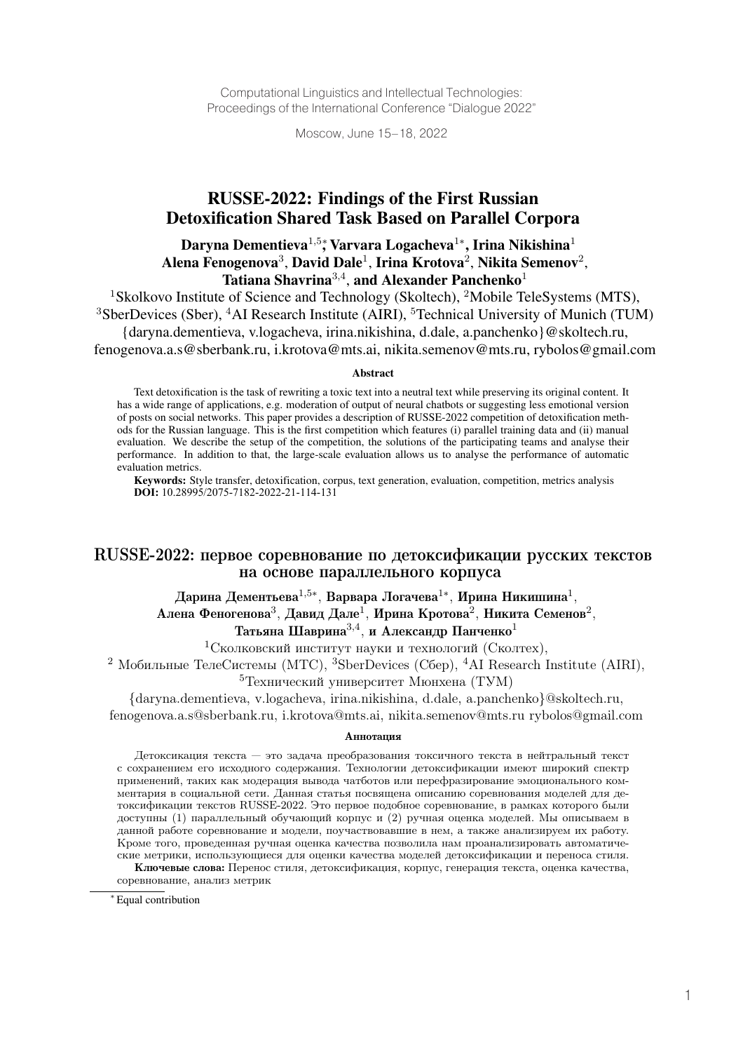Computational Linguistics and Intellectual Technologies:
Proceedings of the International Conference "Dialogue 2022"

Moscow, June 15–18, 2022

# RUSSE-2022: Findings of the First Russian Detoxification Shared Task Based on Parallel Corpora

**Daryna Dementieva**[1,5*], **Varvara Logacheva**[1*], **Irina Nikishina**[1]
**Alena Fenogenova**[3], **David Dale**[1], **Irina Krotova**[2], **Nikita Semenov**[2],
**Tatiana Shavrina**[3,4], **and Alexander Panchenko**[1]

[1]Skolkovo Institute of Science and Technology (Skoltech), [2]Mobile TeleSystems (MTS), [3]SberDevices (Sber), [4]AI Research Institute (AIRI), [5]Technical University of Munich (TUM)
{daryna.dementieva, v.logacheva, irina.nikishina, d.dale, a.panchenko}@skoltech.ru,
fenogenova.a.s@sberbank.ru, i.krotova@mts.ai, nikita.semenov@mts.ru, rybolos@gmail.com

**Abstract**

Text detoxification is the task of rewriting a toxic text into a neutral text while preserving its original content. It has a wide range of applications, e.g. moderation of output of neural chatbots or suggesting less emotional version of posts on social networks. This paper provides a description of RUSSE-2022 competition of detoxification methods for the Russian language. This is the first competition which features (i) parallel training data and (ii) manual evaluation. We describe the setup of the competition, the solutions of the participating teams and analyse their performance. In addition to that, the large-scale evaluation allows us to analyse the performance of automatic evaluation metrics.

**Keywords:** Style transfer, detoxification, corpus, text generation, evaluation, competition, metrics analysis
**DOI:** 10.28995/2075-7182-2022-21-114-131

# RUSSE-2022: первое соревнование по детоксификации русских текстов на основе параллельного корпуса

**Дарина Дементьева**[1,5*], **Варвара Логачева**[1*], **Ирина Никишина**[1],
**Алена Феногенова**[3], **Давид Дале**[1], **Ирина Кротова**[2], **Никита Семенов**[2],
**Татьяна Шаврина**[3,4], **и Александр Панченко**[1]

[1]Сколковский институт науки и технологий (Сколтех),
[2] Мобильные ТелеСистемы (МТС), [3]SberDevices (Сбер), [4]AI Research Institute (AIRI),
[5]Технический университет Мюнхена (ТУМ)

{daryna.dementieva, v.logacheva, irina.nikishina, d.dale, a.panchenko}@skoltech.ru,
fenogenova.a.s@sberbank.ru, i.krotova@mts.ai, nikita.semenov@mts.ru rybolos@gmail.com

**Аннотация**

Детоксикация текста — это задача преобразования токсичного текста в нейтральный текст с сохранением его исходного содержания. Технологии детоксификации имеют широкий спектр применений, таких как модерация вывода чатботов или перефразирование эмоционального комментария в социальной сети. Данная статья посвящена описанию соревнования моделей для детоксификации текстов RUSSE-2022. Это первое подобное соревнование, в рамках которого были доступны (1) параллельный обучающий корпус и (2) ручная оценка моделей. Мы описываем в данной работе соревнование и модели, поучаствовавшие в нем, а также анализируем их работу. Кроме того, проведенная ручная оценка качества позволила нам проанализировать автоматические метрики, использующиеся для оценки качества моделей детоксификации и переноса стиля.

**Ключевые слова:** Перенос стиля, детоксификация, корпус, генерация текста, оценка качества, соревнование, анализ метрик

---

[*] Equal contribution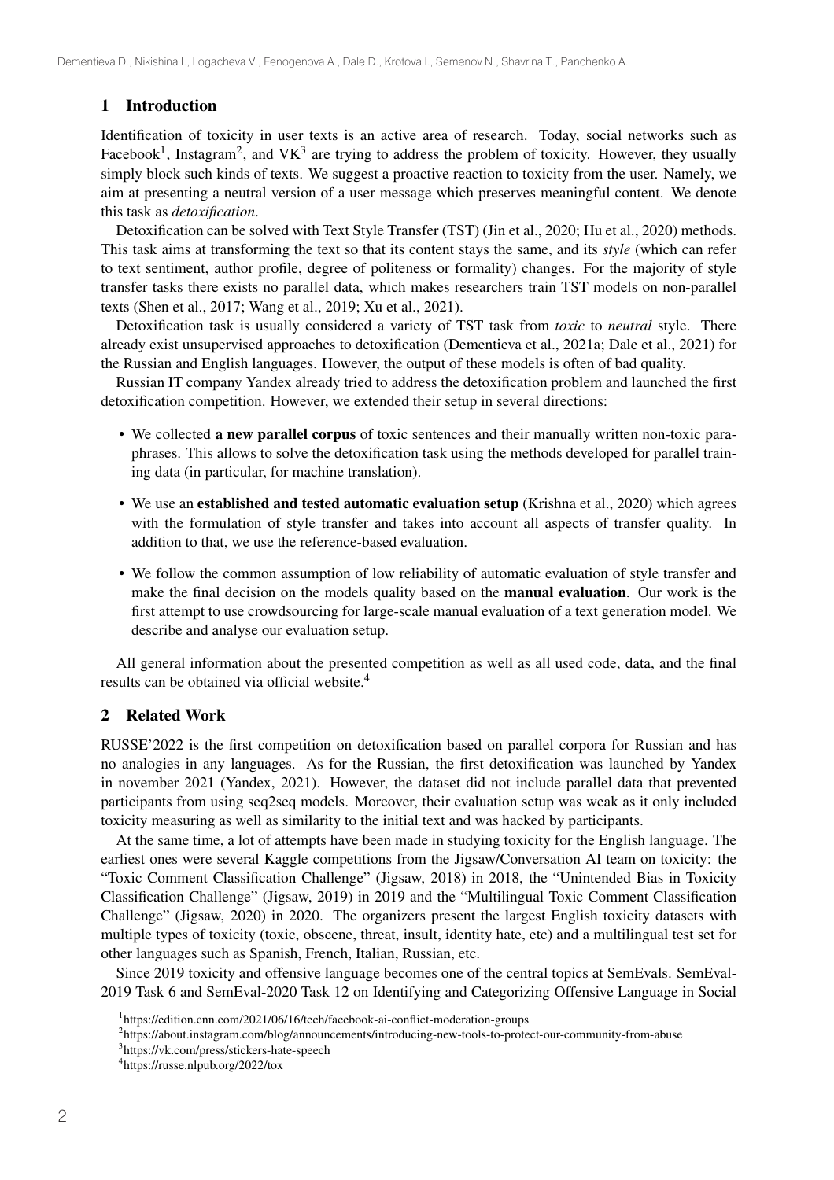## 1 Introduction

Identification of toxicity in user texts is an active area of research. Today, social networks such as Facebook[1], Instagram[2], and VK[3] are trying to address the problem of toxicity. However, they usually simply block such kinds of texts. We suggest a proactive reaction to toxicity from the user. Namely, we aim at presenting a neutral version of a user message which preserves meaningful content. We denote this task as *detoxification*.

Detoxification can be solved with Text Style Transfer (TST) (Jin et al., 2020; Hu et al., 2020) methods. This task aims at transforming the text so that its content stays the same, and its *style* (which can refer to text sentiment, author profile, degree of politeness or formality) changes. For the majority of style transfer tasks there exists no parallel data, which makes researchers train TST models on non-parallel texts (Shen et al., 2017; Wang et al., 2019; Xu et al., 2021).

Detoxification task is usually considered a variety of TST task from *toxic* to *neutral* style. There already exist unsupervised approaches to detoxification (Dementieva et al., 2021a; Dale et al., 2021) for the Russian and English languages. However, the output of these models is often of bad quality.

Russian IT company Yandex already tried to address the detoxification problem and launched the first detoxification competition. However, we extended their setup in several directions:

- We collected **a new parallel corpus** of toxic sentences and their manually written non-toxic paraphrases. This allows to solve the detoxification task using the methods developed for parallel training data (in particular, for machine translation).
- We use an **established and tested automatic evaluation setup** (Krishna et al., 2020) which agrees with the formulation of style transfer and takes into account all aspects of transfer quality. In addition to that, we use the reference-based evaluation.
- We follow the common assumption of low reliability of automatic evaluation of style transfer and make the final decision on the models quality based on the **manual evaluation**. Our work is the first attempt to use crowdsourcing for large-scale manual evaluation of a text generation model. We describe and analyse our evaluation setup.

All general information about the presented competition as well as all used code, data, and the final results can be obtained via official website.[4]

## 2 Related Work

RUSSE'2022 is the first competition on detoxification based on parallel corpora for Russian and has no analogies in any languages. As for the Russian, the first detoxification was launched by Yandex in november 2021 (Yandex, 2021). However, the dataset did not include parallel data that prevented participants from using seq2seq models. Moreover, their evaluation setup was weak as it only included toxicity measuring as well as similarity to the initial text and was hacked by participants.

At the same time, a lot of attempts have been made in studying toxicity for the English language. The earliest ones were several Kaggle competitions from the Jigsaw/Conversation AI team on toxicity: the "Toxic Comment Classification Challenge" (Jigsaw, 2018) in 2018, the "Unintended Bias in Toxicity Classification Challenge" (Jigsaw, 2019) in 2019 and the "Multilingual Toxic Comment Classification Challenge" (Jigsaw, 2020) in 2020. The organizers present the largest English toxicity datasets with multiple types of toxicity (toxic, obscene, threat, insult, identity hate, etc) and a multilingual test set for other languages such as Spanish, French, Italian, Russian, etc.

Since 2019 toxicity and offensive language becomes one of the central topics at SemEvals. SemEval-2019 Task 6 and SemEval-2020 Task 12 on Identifying and Categorizing Offensive Language in Social

[1] https://edition.cnn.com/2021/06/16/tech/facebook-ai-conflict-moderation-groups

[2] https://about.instagram.com/blog/announcements/introducing-new-tools-to-protect-our-community-from-abuse

[3] https://vk.com/press/stickers-hate-speech

[4] https://russe.nlpub.org/2022/tox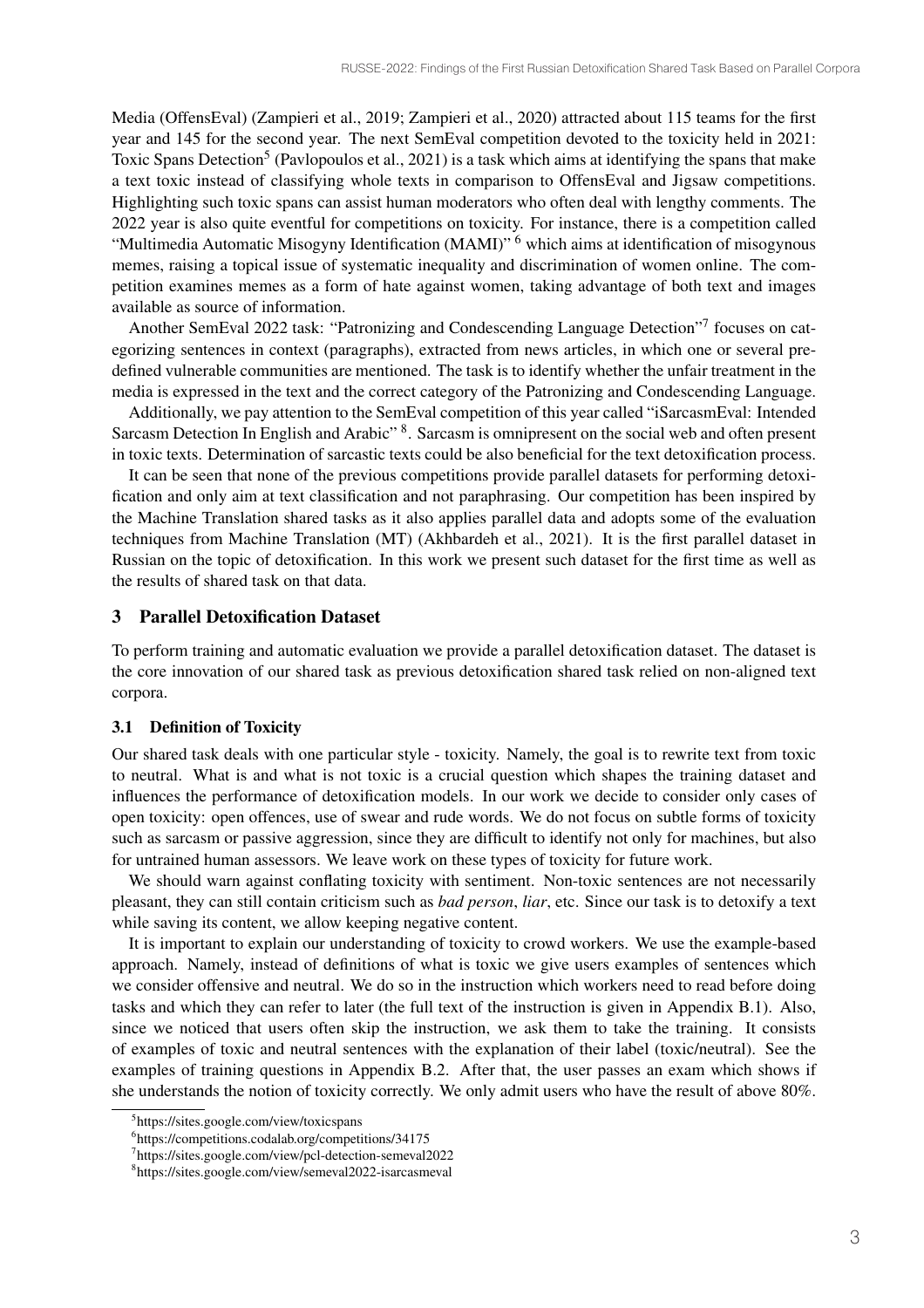Media (OffensEval) (Zampieri et al., 2019; Zampieri et al., 2020) attracted about 115 teams for the first year and 145 for the second year. The next SemEval competition devoted to the toxicity held in 2021: Toxic Spans Detection[5] (Pavlopoulos et al., 2021) is a task which aims at identifying the spans that make a text toxic instead of classifying whole texts in comparison to OffensEval and Jigsaw competitions. Highlighting such toxic spans can assist human moderators who often deal with lengthy comments. The 2022 year is also quite eventful for competitions on toxicity. For instance, there is a competition called "Multimedia Automatic Misogyny Identification (MAMI)" [6] which aims at identification of misogynous memes, raising a topical issue of systematic inequality and discrimination of women online. The competition examines memes as a form of hate against women, taking advantage of both text and images available as source of information.

Another SemEval 2022 task: "Patronizing and Condescending Language Detection"[7] focuses on categorizing sentences in context (paragraphs), extracted from news articles, in which one or several predefined vulnerable communities are mentioned. The task is to identify whether the unfair treatment in the media is expressed in the text and the correct category of the Patronizing and Condescending Language.

Additionally, we pay attention to the SemEval competition of this year called "iSarcasmEval: Intended Sarcasm Detection In English and Arabic" [8]. Sarcasm is omnipresent on the social web and often present in toxic texts. Determination of sarcastic texts could be also beneficial for the text detoxification process.

It can be seen that none of the previous competitions provide parallel datasets for performing detoxification and only aim at text classification and not paraphrasing. Our competition has been inspired by the Machine Translation shared tasks as it also applies parallel data and adopts some of the evaluation techniques from Machine Translation (MT) (Akhbardeh et al., 2021). It is the first parallel dataset in Russian on the topic of detoxification. In this work we present such dataset for the first time as well as the results of shared task on that data.

## 3 Parallel Detoxification Dataset

To perform training and automatic evaluation we provide a parallel detoxification dataset. The dataset is the core innovation of our shared task as previous detoxification shared task relied on non-aligned text corpora.

### 3.1 Definition of Toxicity

Our shared task deals with one particular style - toxicity. Namely, the goal is to rewrite text from toxic to neutral. What is and what is not toxic is a crucial question which shapes the training dataset and influences the performance of detoxification models. In our work we decide to consider only cases of open toxicity: open offences, use of swear and rude words. We do not focus on subtle forms of toxicity such as sarcasm or passive aggression, since they are difficult to identify not only for machines, but also for untrained human assessors. We leave work on these types of toxicity for future work.

We should warn against conflating toxicity with sentiment. Non-toxic sentences are not necessarily pleasant, they can still contain criticism such as *bad person*, *liar*, etc. Since our task is to detoxify a text while saving its content, we allow keeping negative content.

It is important to explain our understanding of toxicity to crowd workers. We use the example-based approach. Namely, instead of definitions of what is toxic we give users examples of sentences which we consider offensive and neutral. We do so in the instruction which workers need to read before doing tasks and which they can refer to later (the full text of the instruction is given in Appendix B.1). Also, since we noticed that users often skip the instruction, we ask them to take the training. It consists of examples of toxic and neutral sentences with the explanation of their label (toxic/neutral). See the examples of training questions in Appendix B.2. After that, the user passes an exam which shows if she understands the notion of toxicity correctly. We only admit users who have the result of above 80%.

[5]https://sites.google.com/view/toxicspans

[6]https://competitions.codalab.org/competitions/34175

[7]https://sites.google.com/view/pcl-detection-semeval2022

[8]https://sites.google.com/view/semeval2022-isarcasmeval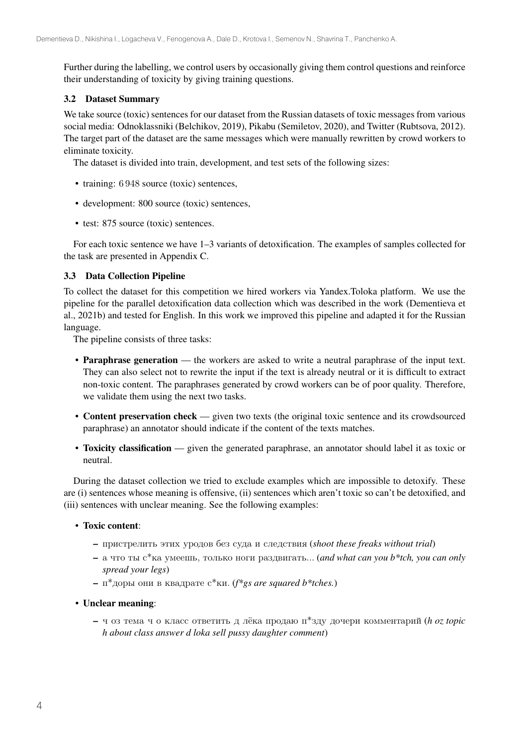Further during the labelling, we control users by occasionally giving them control questions and reinforce their understanding of toxicity by giving training questions.

### 3.2 Dataset Summary

We take source (toxic) sentences for our dataset from the Russian datasets of toxic messages from various social media: Odnoklassniki (Belchikov, 2019), Pikabu (Semiletov, 2020), and Twitter (Rubtsova, 2012). The target part of the dataset are the same messages which were manually rewritten by crowd workers to eliminate toxicity.

The dataset is divided into train, development, and test sets of the following sizes:

- training: 6 948 source (toxic) sentences,
- development: 800 source (toxic) sentences,
- test: 875 source (toxic) sentences.

For each toxic sentence we have 1–3 variants of detoxification. The examples of samples collected for the task are presented in Appendix C.

### 3.3 Data Collection Pipeline

To collect the dataset for this competition we hired workers via Yandex.Toloka platform. We use the pipeline for the parallel detoxification data collection which was described in the work (Dementieva et al., 2021b) and tested for English. In this work we improved this pipeline and adapted it for the Russian language.

The pipeline consists of three tasks:

- **Paraphrase generation** — the workers are asked to write a neutral paraphrase of the input text. They can also select not to rewrite the input if the text is already neutral or it is difficult to extract non-toxic content. The paraphrases generated by crowd workers can be of poor quality. Therefore, we validate them using the next two tasks.
- **Content preservation check** — given two texts (the original toxic sentence and its crowdsourced paraphrase) an annotator should indicate if the content of the texts matches.
- **Toxicity classification** — given the generated paraphrase, an annotator should label it as toxic or neutral.

During the dataset collection we tried to exclude examples which are impossible to detoxify. These are (i) sentences whose meaning is offensive, (ii) sentences which aren't toxic so can't be detoxified, and (iii) sentences with unclear meaning. See the following examples:

- **Toxic content**:
  - пристрелить этих уродов без суда и следствия (*shoot these freaks without trial*)
  - а что ты с*ка умеешь, только ноги раздвигать... (*and what can you b*tch, you can only spread your legs*)
  - п*доры они в квадрате с*ки. (*f*gs are squared b*tches.*)
- **Unclear meaning**:
  - ч оз тема ч о класс ответить д лёка продаю п*зду дочери комментарий (*h oz topic h about class answer d loka sell pussy daughter comment*)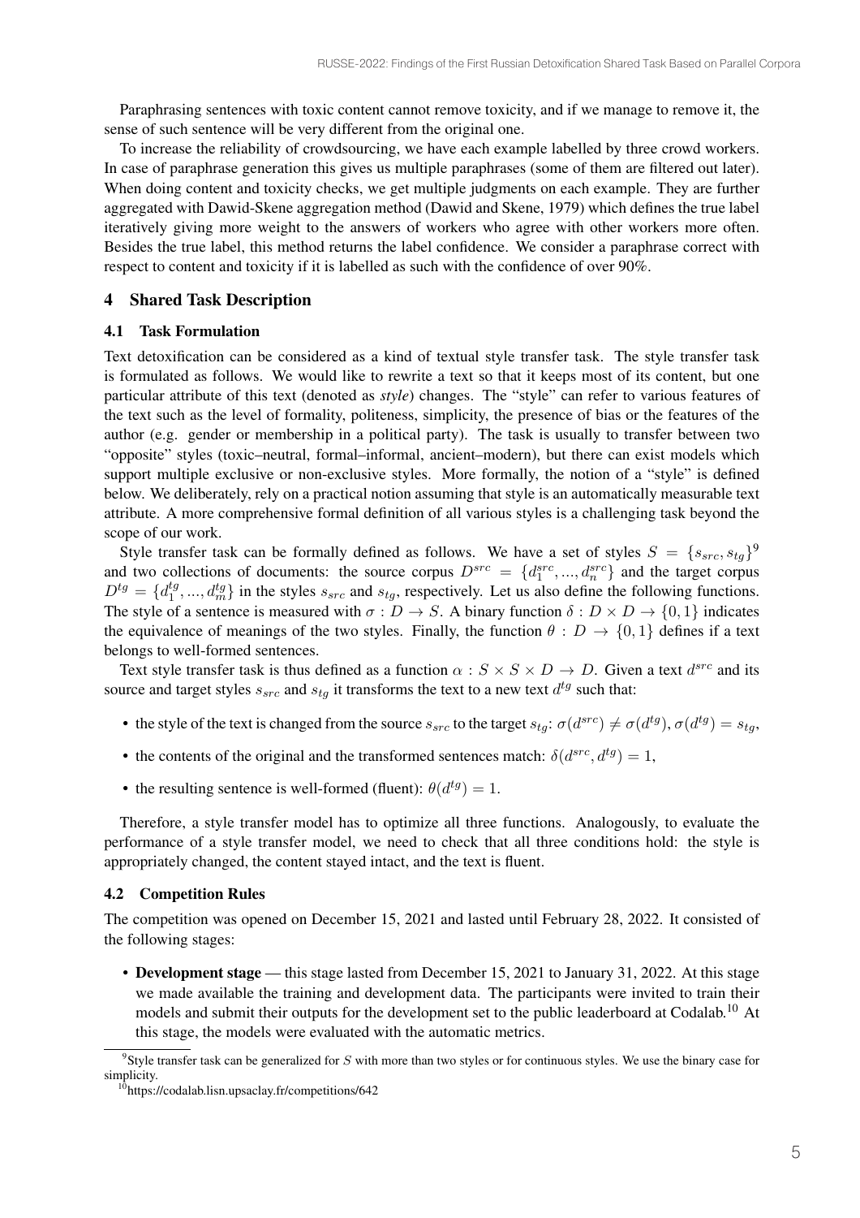Paraphrasing sentences with toxic content cannot remove toxicity, and if we manage to remove it, the sense of such sentence will be very different from the original one.

To increase the reliability of crowdsourcing, we have each example labelled by three crowd workers. In case of paraphrase generation this gives us multiple paraphrases (some of them are filtered out later). When doing content and toxicity checks, we get multiple judgments on each example. They are further aggregated with Dawid-Skene aggregation method (Dawid and Skene, 1979) which defines the true label iteratively giving more weight to the answers of workers who agree with other workers more often. Besides the true label, this method returns the label confidence. We consider a paraphrase correct with respect to content and toxicity if it is labelled as such with the confidence of over 90%.

## 4 Shared Task Description

### 4.1 Task Formulation

Text detoxification can be considered as a kind of textual style transfer task. The style transfer task is formulated as follows. We would like to rewrite a text so that it keeps most of its content, but one particular attribute of this text (denoted as *style*) changes. The "style" can refer to various features of the text such as the level of formality, politeness, simplicity, the presence of bias or the features of the author (e.g. gender or membership in a political party). The task is usually to transfer between two "opposite" styles (toxic–neutral, formal–informal, ancient–modern), but there can exist models which support multiple exclusive or non-exclusive styles. More formally, the notion of a "style" is defined below. We deliberately, rely on a practical notion assuming that style is an automatically measurable text attribute. A more comprehensive formal definition of all various styles is a challenging task beyond the scope of our work.

Style transfer task can be formally defined as follows. We have a set of styles $S = \{s_{src}, s_{tg}\}$[9] and two collections of documents: the source corpus $D^{src} = \{d_1^{src}, ..., d_n^{src}\}$ and the target corpus $D^{tg} = \{d_1^{tg}, ..., d_m^{tg}\}$ in the styles $s_{src}$ and $s_{tg}$, respectively. Let us also define the following functions. The style of a sentence is measured with $\sigma : D \rightarrow S$. A binary function $\delta : D \times D \rightarrow \{0, 1\}$ indicates the equivalence of meanings of the two styles. Finally, the function $\theta : D \rightarrow \{0, 1\}$ defines if a text belongs to well-formed sentences.

Text style transfer task is thus defined as a function $\alpha : S \times S \times D \rightarrow D$. Given a text $d^{src}$ and its source and target styles $s_{src}$ and $s_{tg}$ it transforms the text to a new text $d^{tg}$ such that:

- the style of the text is changed from the source $s_{src}$ to the target $s_{tg}$: $\sigma(d^{src}) \neq \sigma(d^{tg})$, $\sigma(d^{tg}) = s_{tg}$,
- the contents of the original and the transformed sentences match: $\delta(d^{src}, d^{tg}) = 1$,
- the resulting sentence is well-formed (fluent): $\theta(d^{tg}) = 1$.

Therefore, a style transfer model has to optimize all three functions. Analogously, to evaluate the performance of a style transfer model, we need to check that all three conditions hold: the style is appropriately changed, the content stayed intact, and the text is fluent.

### 4.2 Competition Rules

The competition was opened on December 15, 2021 and lasted until February 28, 2022. It consisted of the following stages:

- **Development stage** — this stage lasted from December 15, 2021 to January 31, 2022. At this stage we made available the training and development data. The participants were invited to train their models and submit their outputs for the development set to the public leaderboard at Codalab.[10] At this stage, the models were evaluated with the automatic metrics.

[9] Style transfer task can be generalized for $S$ with more than two styles or for continuous styles. We use the binary case for simplicity.

[10] https://codalab.lisn.upsaclay.fr/competitions/642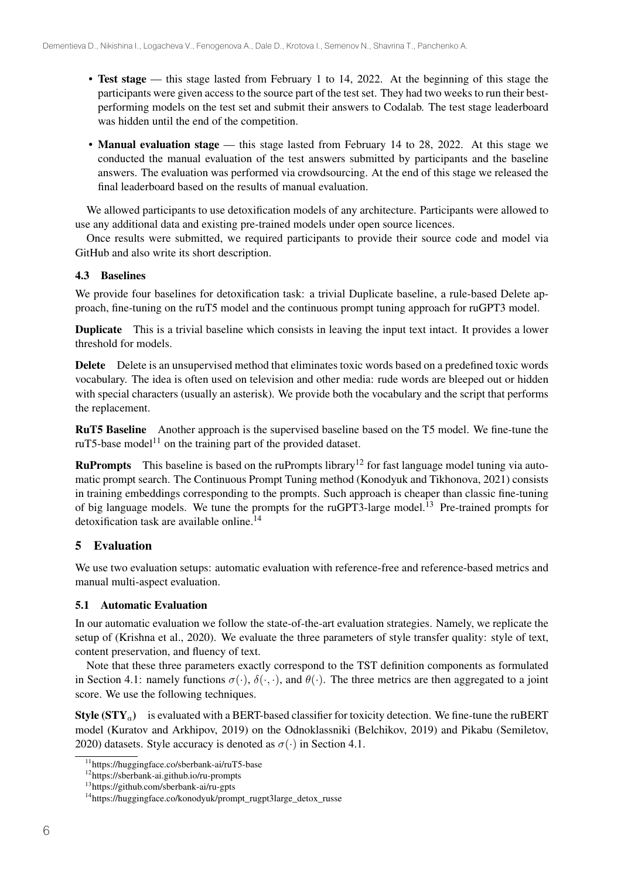- **Test stage** — this stage lasted from February 1 to 14, 2022. At the beginning of this stage the participants were given access to the source part of the test set. They had two weeks to run their best-performing models on the test set and submit their answers to Codalab. The test stage leaderboard was hidden until the end of the competition.
- **Manual evaluation stage** — this stage lasted from February 14 to 28, 2022. At this stage we conducted the manual evaluation of the test answers submitted by participants and the baseline answers. The evaluation was performed via crowdsourcing. At the end of this stage we released the final leaderboard based on the results of manual evaluation.

We allowed participants to use detoxification models of any architecture. Participants were allowed to use any additional data and existing pre-trained models under open source licences.

Once results were submitted, we required participants to provide their source code and model via GitHub and also write its short description.

### 4.3 Baselines

We provide four baselines for detoxification task: a trivial Duplicate baseline, a rule-based Delete approach, fine-tuning on the ruT5 model and the continuous prompt tuning approach for ruGPT3 model.

**Duplicate** This is a trivial baseline which consists in leaving the input text intact. It provides a lower threshold for models.

**Delete** Delete is an unsupervised method that eliminates toxic words based on a predefined toxic words vocabulary. The idea is often used on television and other media: rude words are bleeped out or hidden with special characters (usually an asterisk). We provide both the vocabulary and the script that performs the replacement.

**RuT5 Baseline** Another approach is the supervised baseline based on the T5 model. We fine-tune the ruT5-base model[11] on the training part of the provided dataset.

**RuPrompts** This baseline is based on the ruPrompts library[12] for fast language model tuning via automatic prompt search. The Continuous Prompt Tuning method (Konodyuk and Tikhonova, 2021) consists in training embeddings corresponding to the prompts. Such approach is cheaper than classic fine-tuning of big language models. We tune the prompts for the ruGPT3-large model.[13] Pre-trained prompts for detoxification task are available online.[14]

## 5 Evaluation

We use two evaluation setups: automatic evaluation with reference-free and reference-based metrics and manual multi-aspect evaluation.

### 5.1 Automatic Evaluation

In our automatic evaluation we follow the state-of-the-art evaluation strategies. Namely, we replicate the setup of (Krishna et al., 2020). We evaluate the three parameters of style transfer quality: style of text, content preservation, and fluency of text.

Note that these three parameters exactly correspond to the TST definition components as formulated in Section 4.1: namely functions $\sigma(\cdot)$, $\delta(\cdot,\cdot)$, and $\theta(\cdot)$. The three metrics are then aggregated to a joint score. We use the following techniques.

**Style ($\mathbf{STY}_a$)** is evaluated with a BERT-based classifier for toxicity detection. We fine-tune the ruBERT model (Kuratov and Arkhipov, 2019) on the Odnoklassniki (Belchikov, 2019) and Pikabu (Semiletov, 2020) datasets. Style accuracy is denoted as $\sigma(\cdot)$ in Section 4.1.

[11] https://huggingface.co/sberbank-ai/ruT5-base

[12] https://sberbank-ai.github.io/ru-prompts

[13] https://github.com/sberbank-ai/ru-gpts

[14] https://huggingface.co/konodyuk/prompt_rugpt3large_detox_russe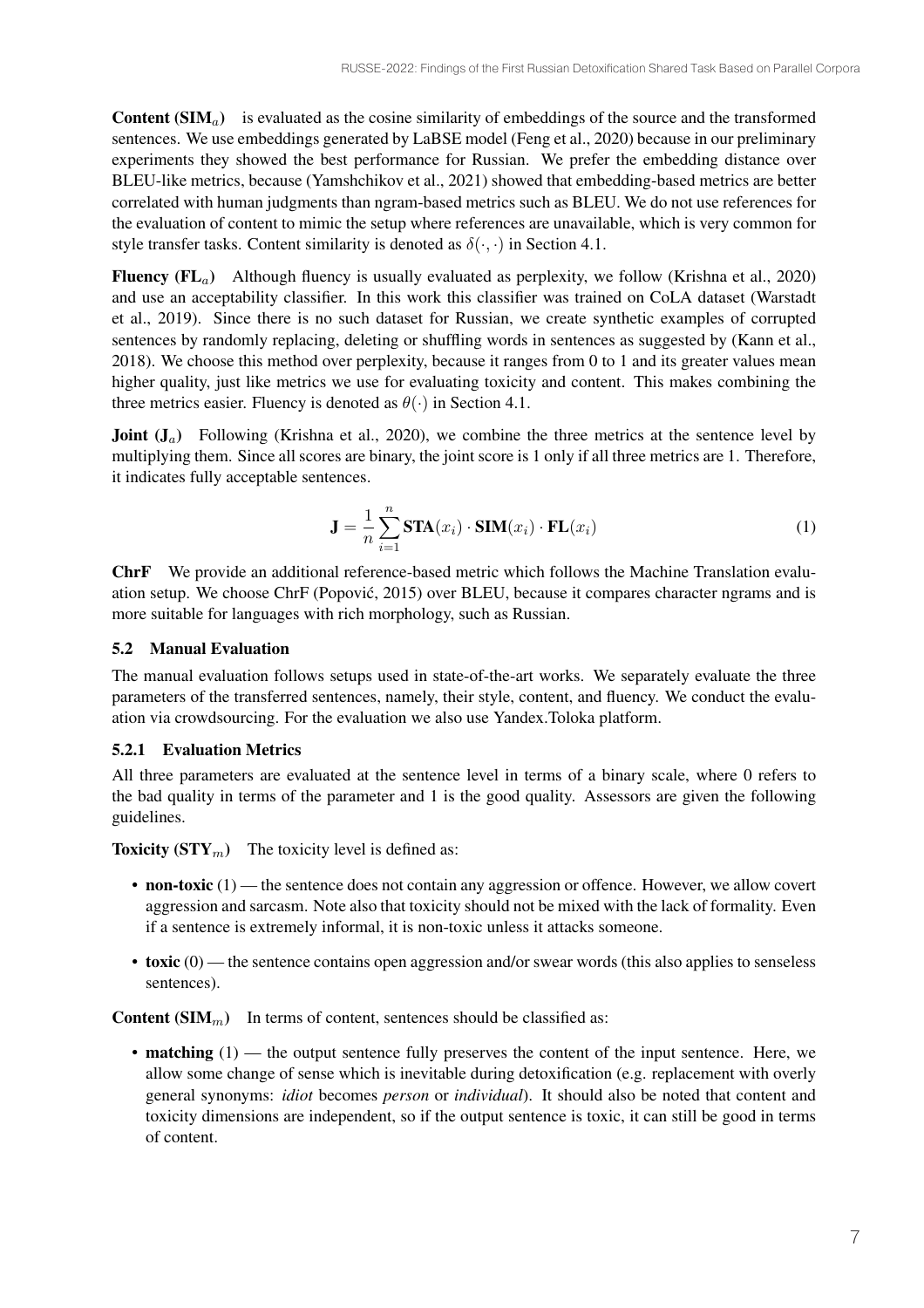**Content ($\mathbf{SIM}_a$)** is evaluated as the cosine similarity of embeddings of the source and the transformed sentences. We use embeddings generated by LaBSE model (Feng et al., 2020) because in our preliminary experiments they showed the best performance for Russian. We prefer the embedding distance over BLEU-like metrics, because (Yamshchikov et al., 2021) showed that embedding-based metrics are better correlated with human judgments than ngram-based metrics such as BLEU. We do not use references for the evaluation of content to mimic the setup where references are unavailable, which is very common for style transfer tasks. Content similarity is denoted as $\delta(\cdot, \cdot)$ in Section 4.1.

**Fluency ($\mathbf{FL}_a$)** Although fluency is usually evaluated as perplexity, we follow (Krishna et al., 2020) and use an acceptability classifier. In this work this classifier was trained on CoLA dataset (Warstadt et al., 2019). Since there is no such dataset for Russian, we create synthetic examples of corrupted sentences by randomly replacing, deleting or shuffling words in sentences as suggested by (Kann et al., 2018). We choose this method over perplexity, because it ranges from 0 to 1 and its greater values mean higher quality, just like metrics we use for evaluating toxicity and content. This makes combining the three metrics easier. Fluency is denoted as $\theta(\cdot)$ in Section 4.1.

**Joint ($\mathbf{J}_a$)** Following (Krishna et al., 2020), we combine the three metrics at the sentence level by multiplying them. Since all scores are binary, the joint score is 1 only if all three metrics are 1. Therefore, it indicates fully acceptable sentences.

$$\mathbf{J} = \frac{1}{n}\sum_{i=1}^{n} \mathbf{STA}(x_i) \cdot \mathbf{SIM}(x_i) \cdot \mathbf{FL}(x_i) \tag{1}$$

**ChrF** We provide an additional reference-based metric which follows the Machine Translation evaluation setup. We choose ChrF (Popović, 2015) over BLEU, because it compares character ngrams and is more suitable for languages with rich morphology, such as Russian.

### 5.2 Manual Evaluation

The manual evaluation follows setups used in state-of-the-art works. We separately evaluate the three parameters of the transferred sentences, namely, their style, content, and fluency. We conduct the evaluation via crowdsourcing. For the evaluation we also use Yandex.Toloka platform.

#### 5.2.1 Evaluation Metrics

All three parameters are evaluated at the sentence level in terms of a binary scale, where 0 refers to the bad quality in terms of the parameter and 1 is the good quality. Assessors are given the following guidelines.

**Toxicity ($\mathbf{STY}_m$)** The toxicity level is defined as:

- **non-toxic** (1) — the sentence does not contain any aggression or offence. However, we allow covert aggression and sarcasm. Note also that toxicity should not be mixed with the lack of formality. Even if a sentence is extremely informal, it is non-toxic unless it attacks someone.
- **toxic** (0) — the sentence contains open aggression and/or swear words (this also applies to senseless sentences).

**Content ($\mathbf{SIM}_m$)** In terms of content, sentences should be classified as:

- **matching** (1) — the output sentence fully preserves the content of the input sentence. Here, we allow some change of sense which is inevitable during detoxification (e.g. replacement with overly general synonyms: *idiot* becomes *person* or *individual*). It should also be noted that content and toxicity dimensions are independent, so if the output sentence is toxic, it can still be good in terms of content.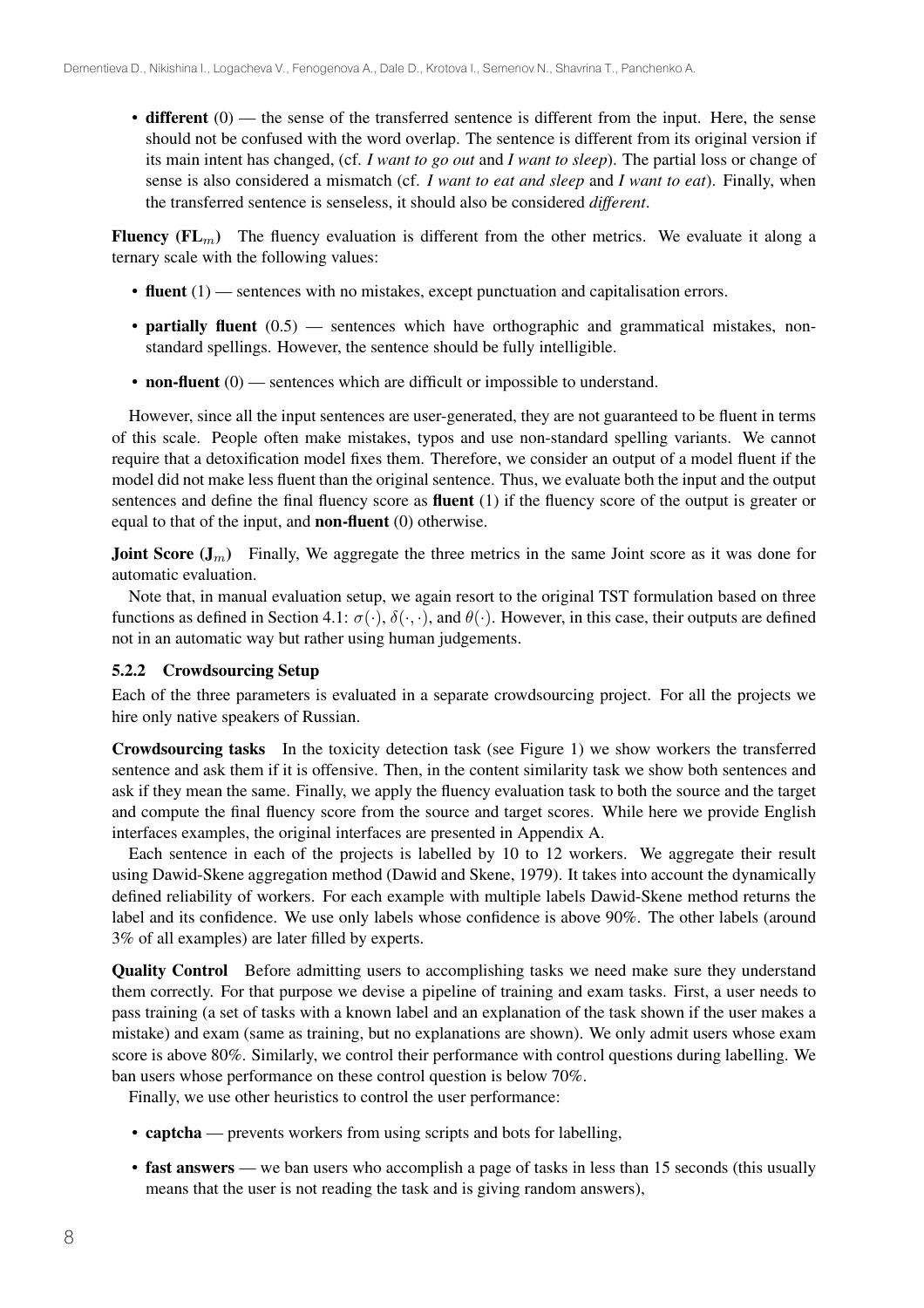- **different** (0) — the sense of the transferred sentence is different from the input. Here, the sense should not be confused with the word overlap. The sentence is different from its original version if its main intent has changed, (cf. *I want to go out* and *I want to sleep*). The partial loss or change of sense is also considered a mismatch (cf. *I want to eat and sleep* and *I want to eat*). Finally, when the transferred sentence is senseless, it should also be considered *different*.

**Fluency ($\mathbf{FL}_m$)** The fluency evaluation is different from the other metrics. We evaluate it along a ternary scale with the following values:

- **fluent** (1) — sentences with no mistakes, except punctuation and capitalisation errors.
- **partially fluent** (0.5) — sentences which have orthographic and grammatical mistakes, non-standard spellings. However, the sentence should be fully intelligible.
- **non-fluent** (0) — sentences which are difficult or impossible to understand.

However, since all the input sentences are user-generated, they are not guaranteed to be fluent in terms of this scale. People often make mistakes, typos and use non-standard spelling variants. We cannot require that a detoxification model fixes them. Therefore, we consider an output of a model fluent if the model did not make less fluent than the original sentence. Thus, we evaluate both the input and the output sentences and define the final fluency score as **fluent** (1) if the fluency score of the output is greater or equal to that of the input, and **non-fluent** (0) otherwise.

**Joint Score ($\mathbf{J}_m$)** Finally, We aggregate the three metrics in the same Joint score as it was done for automatic evaluation.

Note that, in manual evaluation setup, we again resort to the original TST formulation based on three functions as defined in Section 4.1: $\sigma(\cdot)$, $\delta(\cdot, \cdot)$, and $\theta(\cdot)$. However, in this case, their outputs are defined not in an automatic way but rather using human judgements.

### 5.2.2 Crowdsourcing Setup

Each of the three parameters is evaluated in a separate crowdsourcing project. For all the projects we hire only native speakers of Russian.

**Crowdsourcing tasks** In the toxicity detection task (see Figure 1) we show workers the transferred sentence and ask them if it is offensive. Then, in the content similarity task we show both sentences and ask if they mean the same. Finally, we apply the fluency evaluation task to both the source and the target and compute the final fluency score from the source and target scores. While here we provide English interfaces examples, the original interfaces are presented in Appendix A.

Each sentence in each of the projects is labelled by 10 to 12 workers. We aggregate their result using Dawid-Skene aggregation method (Dawid and Skene, 1979). It takes into account the dynamically defined reliability of workers. For each example with multiple labels Dawid-Skene method returns the label and its confidence. We use only labels whose confidence is above 90%. The other labels (around 3% of all examples) are later filled by experts.

**Quality Control** Before admitting users to accomplishing tasks we need make sure they understand them correctly. For that purpose we devise a pipeline of training and exam tasks. First, a user needs to pass training (a set of tasks with a known label and an explanation of the task shown if the user makes a mistake) and exam (same as training, but no explanations are shown). We only admit users whose exam score is above 80%. Similarly, we control their performance with control questions during labelling. We ban users whose performance on these control question is below 70%.

Finally, we use other heuristics to control the user performance:

- **captcha** — prevents workers from using scripts and bots for labelling,
- **fast answers** — we ban users who accomplish a page of tasks in less than 15 seconds (this usually means that the user is not reading the task and is giving random answers),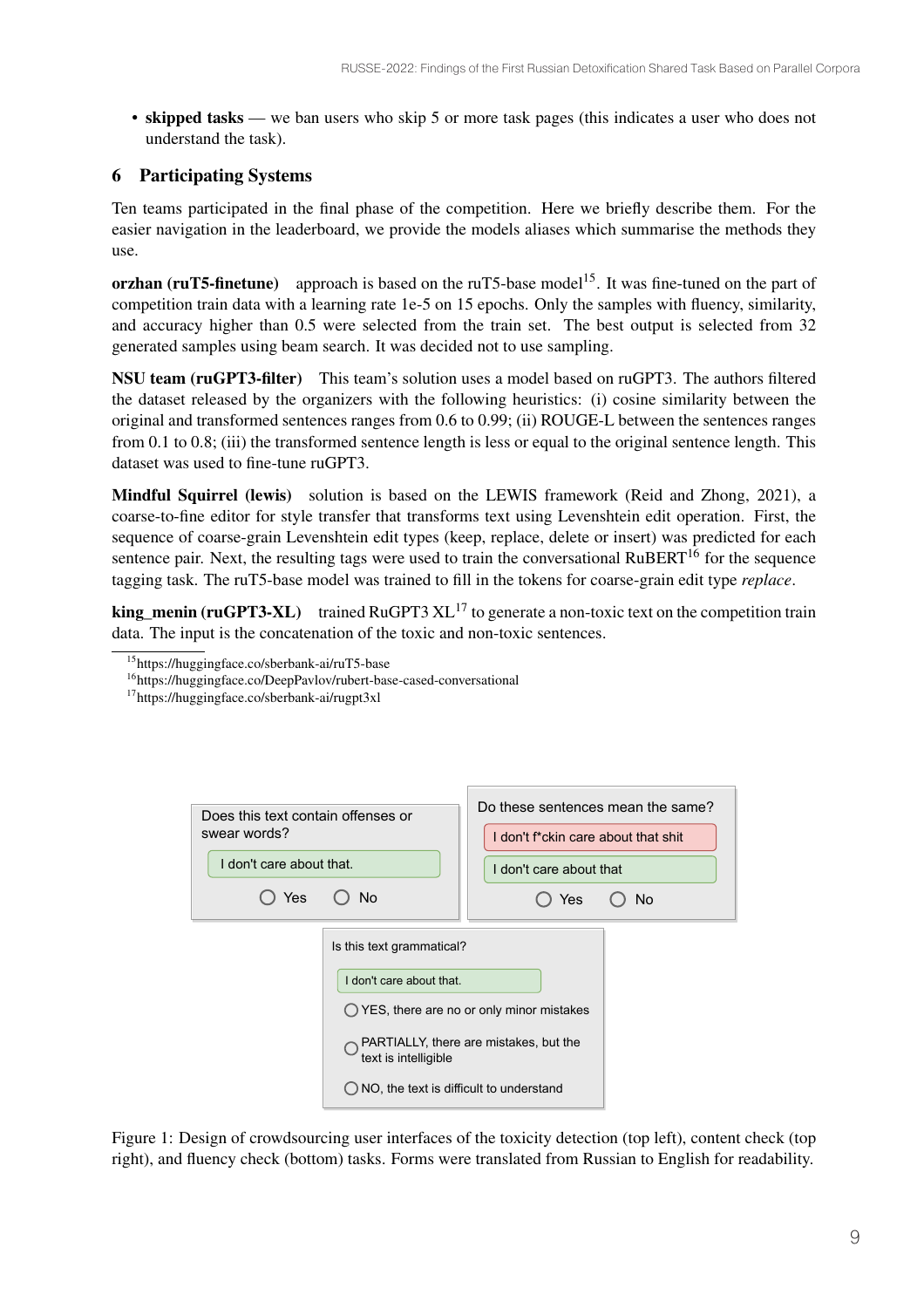- **skipped tasks** — we ban users who skip 5 or more task pages (this indicates a user who does not understand the task).

## 6 Participating Systems

Ten teams participated in the final phase of the competition. Here we briefly describe them. For the easier navigation in the leaderboard, we provide the models aliases which summarise the methods they use.

**orzhan (ruT5-finetune)** approach is based on the ruT5-base model[15]. It was fine-tuned on the part of competition train data with a learning rate 1e-5 on 15 epochs. Only the samples with fluency, similarity, and accuracy higher than 0.5 were selected from the train set. The best output is selected from 32 generated samples using beam search. It was decided not to use sampling.

**NSU team (ruGPT3-filter)** This team's solution uses a model based on ruGPT3. The authors filtered the dataset released by the organizers with the following heuristics: (i) cosine similarity between the original and transformed sentences ranges from 0.6 to 0.99; (ii) ROUGE-L between the sentences ranges from 0.1 to 0.8; (iii) the transformed sentence length is less or equal to the original sentence length. This dataset was used to fine-tune ruGPT3.

**Mindful Squirrel (lewis)** solution is based on the LEWIS framework (Reid and Zhong, 2021), a coarse-to-fine editor for style transfer that transforms text using Levenshtein edit operation. First, the sequence of coarse-grain Levenshtein edit types (keep, replace, delete or insert) was predicted for each sentence pair. Next, the resulting tags were used to train the conversational RuBERT[16] for the sequence tagging task. The ruT5-base model was trained to fill in the tokens for coarse-grain edit type *replace*.

**king_menin (ruGPT3-XL)** trained RuGPT3 XL[17] to generate a non-toxic text on the competition train data. The input is the concatenation of the toxic and non-toxic sentences.

[15] https://huggingface.co/sberbank-ai/ruT5-base

[16] https://huggingface.co/DeepPavlov/rubert-base-cased-conversational

[17] https://huggingface.co/sberbank-ai/rugpt3xl

Figure 1: Design of crowdsourcing user interfaces of the toxicity detection (top left), content check (top right), and fluency check (bottom) tasks. Forms were translated from Russian to English for readability.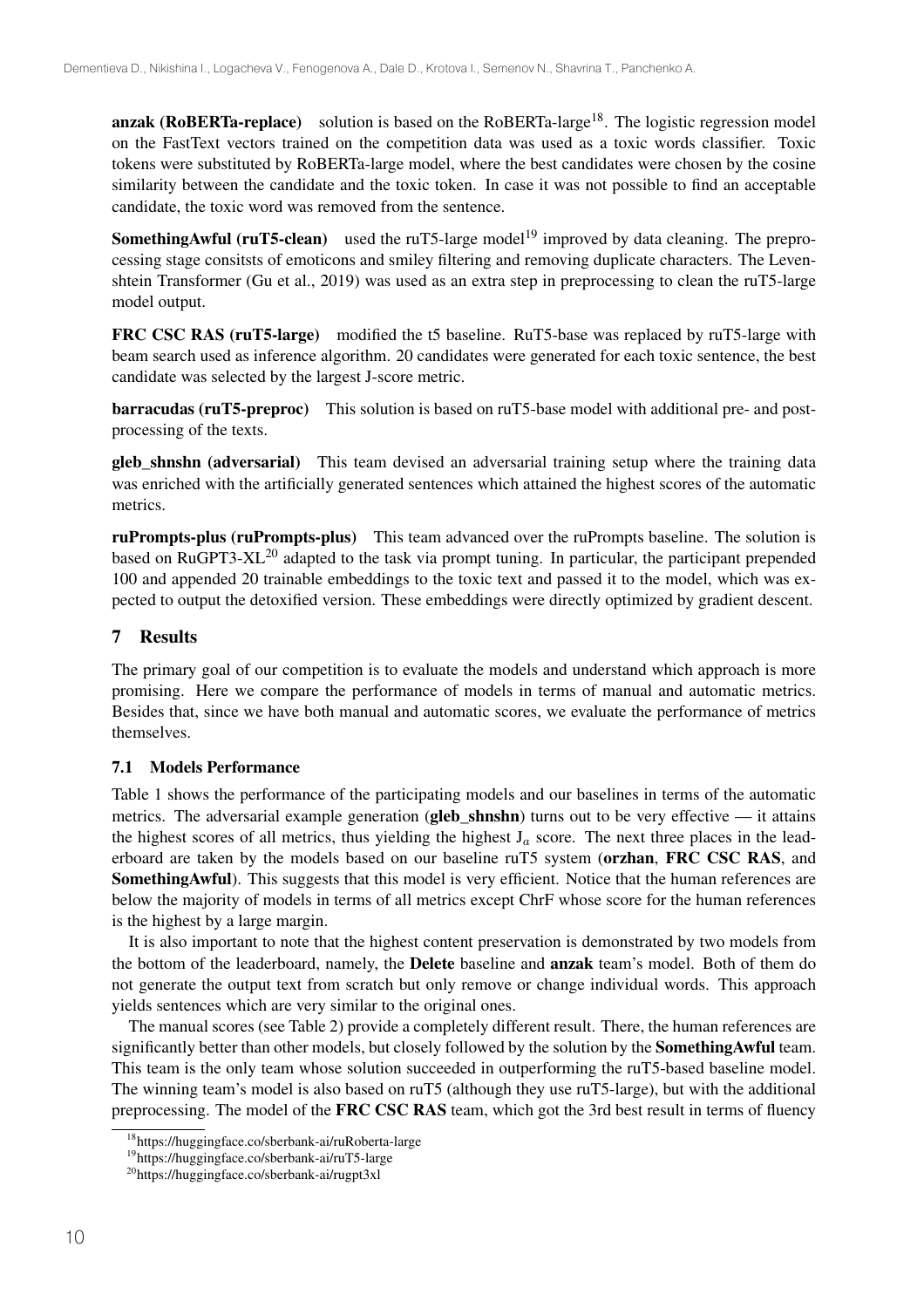**anzak (RoBERTa-replace)** solution is based on the RoBERTa-large[18]. The logistic regression model on the FastText vectors trained on the competition data was used as a toxic words classifier. Toxic tokens were substituted by RoBERTa-large model, where the best candidates were chosen by the cosine similarity between the candidate and the toxic token. In case it was not possible to find an acceptable candidate, the toxic word was removed from the sentence.

**SomethingAwful (ruT5-clean)** used the ruT5-large model[19] improved by data cleaning. The preprocessing stage consitsts of emoticons and smiley filtering and removing duplicate characters. The Levenshtein Transformer (Gu et al., 2019) was used as an extra step in preprocessing to clean the ruT5-large model output.

**FRC CSC RAS (ruT5-large)** modified the t5 baseline. RuT5-base was replaced by ruT5-large with beam search used as inference algorithm. 20 candidates were generated for each toxic sentence, the best candidate was selected by the largest J-score metric.

**barracudas (ruT5-preproc)** This solution is based on ruT5-base model with additional pre- and post-processing of the texts.

**gleb_shnshn (adversarial)** This team devised an adversarial training setup where the training data was enriched with the artificially generated sentences which attained the highest scores of the automatic metrics.

**ruPrompts-plus (ruPrompts-plus)** This team advanced over the ruPrompts baseline. The solution is based on RuGPT3-XL[20] adapted to the task via prompt tuning. In particular, the participant prepended 100 and appended 20 trainable embeddings to the toxic text and passed it to the model, which was expected to output the detoxified version. These embeddings were directly optimized by gradient descent.

## 7 Results

The primary goal of our competition is to evaluate the models and understand which approach is more promising. Here we compare the performance of models in terms of manual and automatic metrics. Besides that, since we have both manual and automatic scores, we evaluate the performance of metrics themselves.

### 7.1 Models Performance

Table 1 shows the performance of the participating models and our baselines in terms of the automatic metrics. The adversarial example generation (**gleb_shnshn**) turns out to be very effective — it attains the highest scores of all metrics, thus yielding the highest $J_a$ score. The next three places in the leaderboard are taken by the models based on our baseline ruT5 system (**orzhan**, **FRC CSC RAS**, and **SomethingAwful**). This suggests that this model is very efficient. Notice that the human references are below the majority of models in terms of all metrics except ChrF whose score for the human references is the highest by a large margin.

It is also important to note that the highest content preservation is demonstrated by two models from the bottom of the leaderboard, namely, the **Delete** baseline and **anzak** team's model. Both of them do not generate the output text from scratch but only remove or change individual words. This approach yields sentences which are very similar to the original ones.

The manual scores (see Table 2) provide a completely different result. There, the human references are significantly better than other models, but closely followed by the solution by the **SomethingAwful** team. This team is the only team whose solution succeeded in outperforming the ruT5-based baseline model. The winning team's model is also based on ruT5 (although they use ruT5-large), but with the additional preprocessing. The model of the **FRC CSC RAS** team, which got the 3rd best result in terms of fluency

[18] https://huggingface.co/sberbank-ai/ruRoberta-large

[19] https://huggingface.co/sberbank-ai/ruT5-large

[20] https://huggingface.co/sberbank-ai/rugpt3xl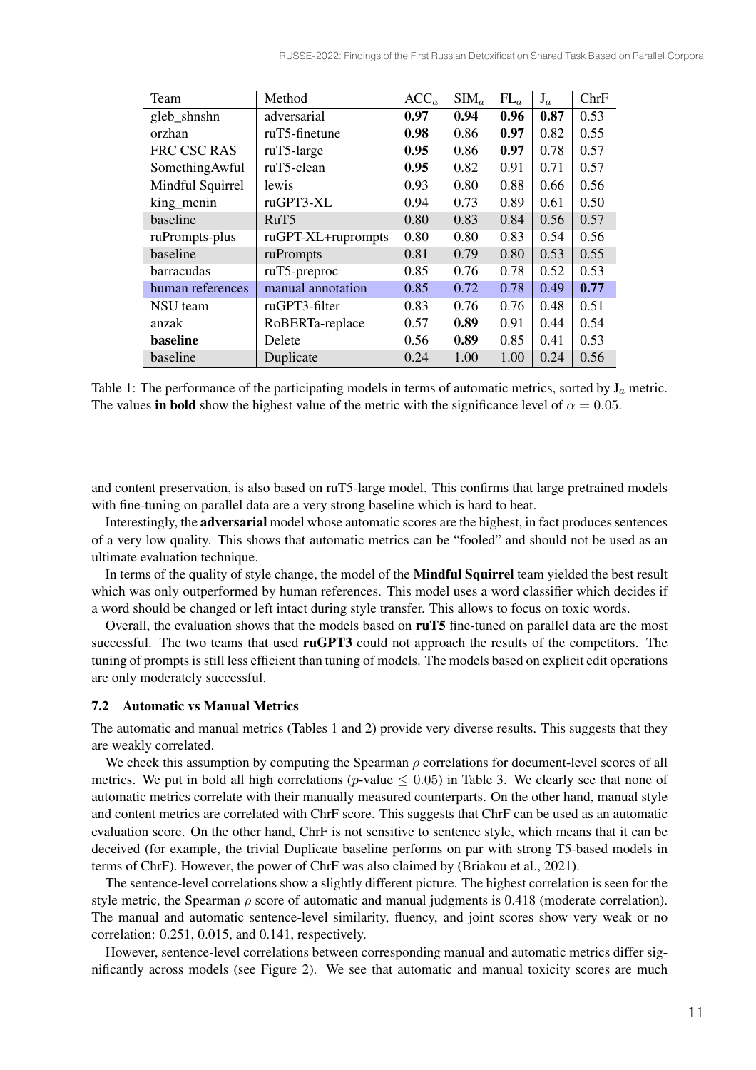| Team | Method | $ACC_a$ | $SIM_a$ | $FL_a$ | $J_a$ | ChrF |
|---|---|---|---|---|---|---|
| gleb_shnshn | adversarial | **0.97** | **0.94** | **0.96** | **0.87** | 0.53 |
| orzhan | ruT5-finetune | **0.98** | 0.86 | **0.97** | 0.82 | 0.55 |
| FRC CSC RAS | ruT5-large | **0.95** | 0.86 | **0.97** | 0.78 | 0.57 |
| SomethingAwful | ruT5-clean | **0.95** | 0.82 | 0.91 | 0.71 | 0.57 |
| Mindful Squirrel | lewis | 0.93 | 0.80 | 0.88 | 0.66 | 0.56 |
| king_menin | ruGPT3-XL | 0.94 | 0.73 | 0.89 | 0.61 | 0.50 |
| baseline | RuT5 | 0.80 | 0.83 | 0.84 | 0.56 | 0.57 |
| ruPrompts-plus | ruGPT-XL+ruprompts | 0.80 | 0.80 | 0.83 | 0.54 | 0.56 |
| baseline | ruPrompts | 0.81 | 0.79 | 0.80 | 0.53 | 0.55 |
| barracudas | ruT5-preproc | 0.85 | 0.76 | 0.78 | 0.52 | 0.53 |
| human references | manual annotation | 0.85 | 0.72 | 0.78 | 0.49 | **0.77** |
| NSU team | ruGPT3-filter | 0.83 | 0.76 | 0.76 | 0.48 | 0.51 |
| anzak | RoBERTa-replace | 0.57 | **0.89** | 0.91 | 0.44 | 0.54 |
| **baseline** | Delete | 0.56 | **0.89** | 0.85 | 0.41 | 0.53 |
| baseline | Duplicate | 0.24 | 1.00 | 1.00 | 0.24 | 0.56 |

Table 1: The performance of the participating models in terms of automatic metrics, sorted by $J_a$ metric. The values **in bold** show the highest value of the metric with the significance level of $\alpha = 0.05$.

and content preservation, is also based on ruT5-large model. This confirms that large pretrained models with fine-tuning on parallel data are a very strong baseline which is hard to beat.

Interestingly, the **adversarial** model whose automatic scores are the highest, in fact produces sentences of a very low quality. This shows that automatic metrics can be "fooled" and should not be used as an ultimate evaluation technique.

In terms of the quality of style change, the model of the **Mindful Squirrel** team yielded the best result which was only outperformed by human references. This model uses a word classifier which decides if a word should be changed or left intact during style transfer. This allows to focus on toxic words.

Overall, the evaluation shows that the models based on **ruT5** fine-tuned on parallel data are the most successful. The two teams that used **ruGPT3** could not approach the results of the competitors. The tuning of prompts is still less efficient than tuning of models. The models based on explicit edit operations are only moderately successful.

### 7.2 Automatic vs Manual Metrics

The automatic and manual metrics (Tables 1 and 2) provide very diverse results. This suggests that they are weakly correlated.

We check this assumption by computing the Spearman $\rho$ correlations for document-level scores of all metrics. We put in bold all high correlations ($p$-value $\leq 0.05$) in Table 3. We clearly see that none of automatic metrics correlate with their manually measured counterparts. On the other hand, manual style and content metrics are correlated with ChrF score. This suggests that ChrF can be used as an automatic evaluation score. On the other hand, ChrF is not sensitive to sentence style, which means that it can be deceived (for example, the trivial Duplicate baseline performs on par with strong T5-based models in terms of ChrF). However, the power of ChrF was also claimed by (Briakou et al., 2021).

The sentence-level correlations show a slightly different picture. The highest correlation is seen for the style metric, the Spearman $\rho$ score of automatic and manual judgments is 0.418 (moderate correlation). The manual and automatic sentence-level similarity, fluency, and joint scores show very weak or no correlation: 0.251, 0.015, and 0.141, respectively.

However, sentence-level correlations between corresponding manual and automatic metrics differ significantly across models (see Figure 2). We see that automatic and manual toxicity scores are much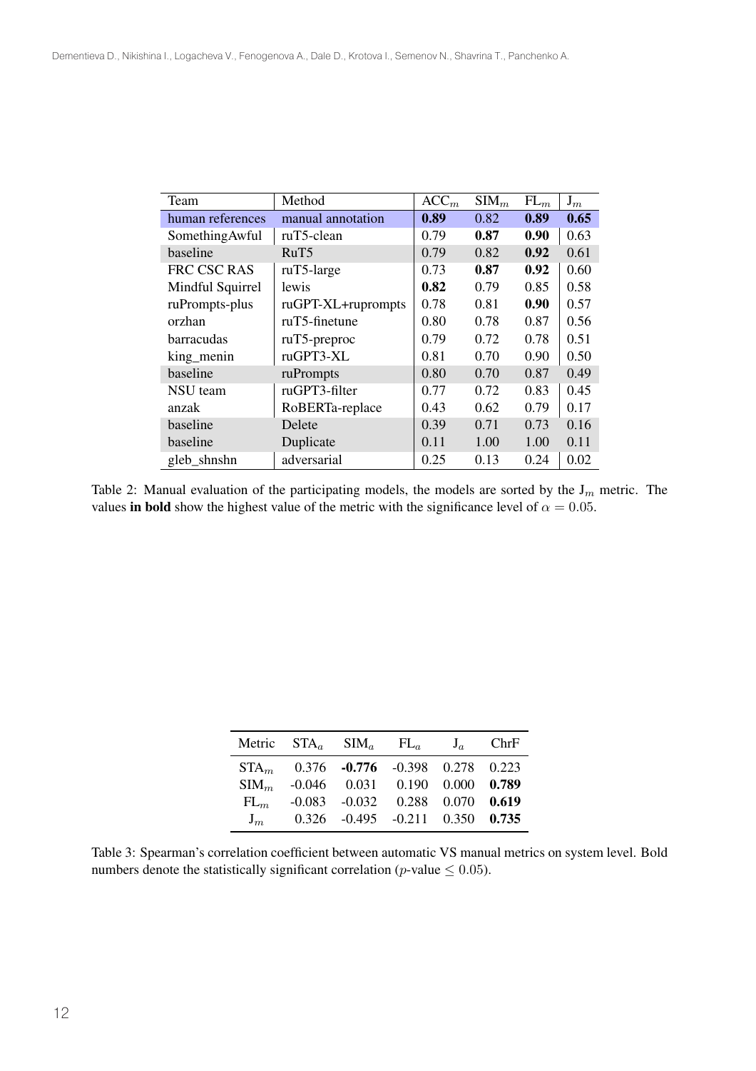| Team | Method | $ACC_m$ | $SIM_m$ | $FL_m$ | $J_m$ |
|---|---|---|---|---|---|
| human references | manual annotation | **0.89** | 0.82 | **0.89** | **0.65** |
| SomethingAwful | ruT5-clean | 0.79 | **0.87** | **0.90** | 0.63 |
| baseline | RuT5 | 0.79 | 0.82 | **0.92** | 0.61 |
| FRC CSC RAS | ruT5-large | 0.73 | **0.87** | **0.92** | 0.60 |
| Mindful Squirrel | lewis | **0.82** | 0.79 | 0.85 | 0.58 |
| ruPrompts-plus | ruGPT-XL+ruprompts | 0.78 | 0.81 | **0.90** | 0.57 |
| orzhan | ruT5-finetune | 0.80 | 0.78 | 0.87 | 0.56 |
| barracudas | ruT5-preproc | 0.79 | 0.72 | 0.78 | 0.51 |
| king_menin | ruGPT3-XL | 0.81 | 0.70 | 0.90 | 0.50 |
| baseline | ruPrompts | 0.80 | 0.70 | 0.87 | 0.49 |
| NSU team | ruGPT3-filter | 0.77 | 0.72 | 0.83 | 0.45 |
| anzak | RoBERTa-replace | 0.43 | 0.62 | 0.79 | 0.17 |
| baseline | Delete | 0.39 | 0.71 | 0.73 | 0.16 |
| baseline | Duplicate | 0.11 | 1.00 | 1.00 | 0.11 |
| gleb_shnshn | adversarial | 0.25 | 0.13 | 0.24 | 0.02 |

Table 2: Manual evaluation of the participating models, the models are sorted by the $J_m$ metric. The values **in bold** show the highest value of the metric with the significance level of $\alpha = 0.05$.

| Metric | $STA_a$ | $SIM_a$ | $FL_a$ | $J_a$ | ChrF |
|---|---|---|---|---|---|
| $STA_m$ | 0.376 | **-0.776** | -0.398 | 0.278 | 0.223 |
| $SIM_m$ | -0.046 | 0.031 | 0.190 | 0.000 | **0.789** |
| $FL_m$ | -0.083 | -0.032 | 0.288 | 0.070 | **0.619** |
| $J_m$ | 0.326 | -0.495 | -0.211 | 0.350 | **0.735** |

Table 3: Spearman's correlation coefficient between automatic VS manual metrics on system level. Bold numbers denote the statistically significant correlation ($p$-value $\leq 0.05$).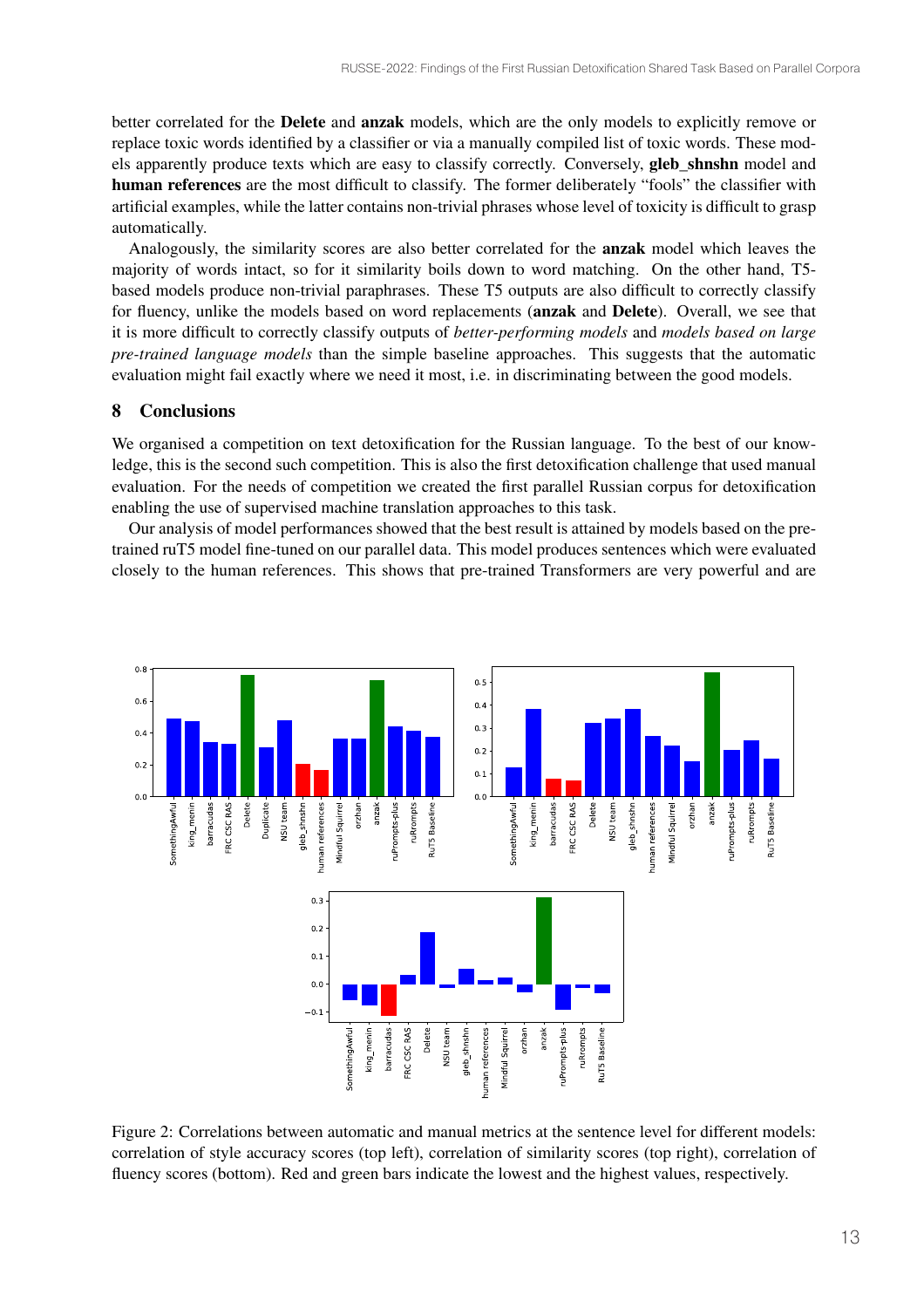better correlated for the **Delete** and **anzak** models, which are the only models to explicitly remove or replace toxic words identified by a classifier or via a manually compiled list of toxic words. These models apparently produce texts which are easy to classify correctly. Conversely, **gleb_shnshn** model and **human references** are the most difficult to classify. The former deliberately "fools" the classifier with artificial examples, while the latter contains non-trivial phrases whose level of toxicity is difficult to grasp automatically.

Analogously, the similarity scores are also better correlated for the **anzak** model which leaves the majority of words intact, so for it similarity boils down to word matching. On the other hand, T5-based models produce non-trivial paraphrases. These T5 outputs are also difficult to correctly classify for fluency, unlike the models based on word replacements (**anzak** and **Delete**). Overall, we see that it is more difficult to correctly classify outputs of *better-performing models* and *models based on large pre-trained language models* than the simple baseline approaches. This suggests that the automatic evaluation might fail exactly where we need it most, i.e. in discriminating between the good models.

## 8 Conclusions

We organised a competition on text detoxification for the Russian language. To the best of our knowledge, this is the second such competition. This is also the first detoxification challenge that used manual evaluation. For the needs of competition we created the first parallel Russian corpus for detoxification enabling the use of supervised machine translation approaches to this task.

Our analysis of model performances showed that the best result is attained by models based on the pre-trained ruT5 model fine-tuned on our parallel data. This model produces sentences which were evaluated closely to the human references. This shows that pre-trained Transformers are very powerful and are

Figure 2: Correlations between automatic and manual metrics at the sentence level for different models: correlation of style accuracy scores (top left), correlation of similarity scores (top right), correlation of fluency scores (bottom). Red and green bars indicate the lowest and the highest values, respectively.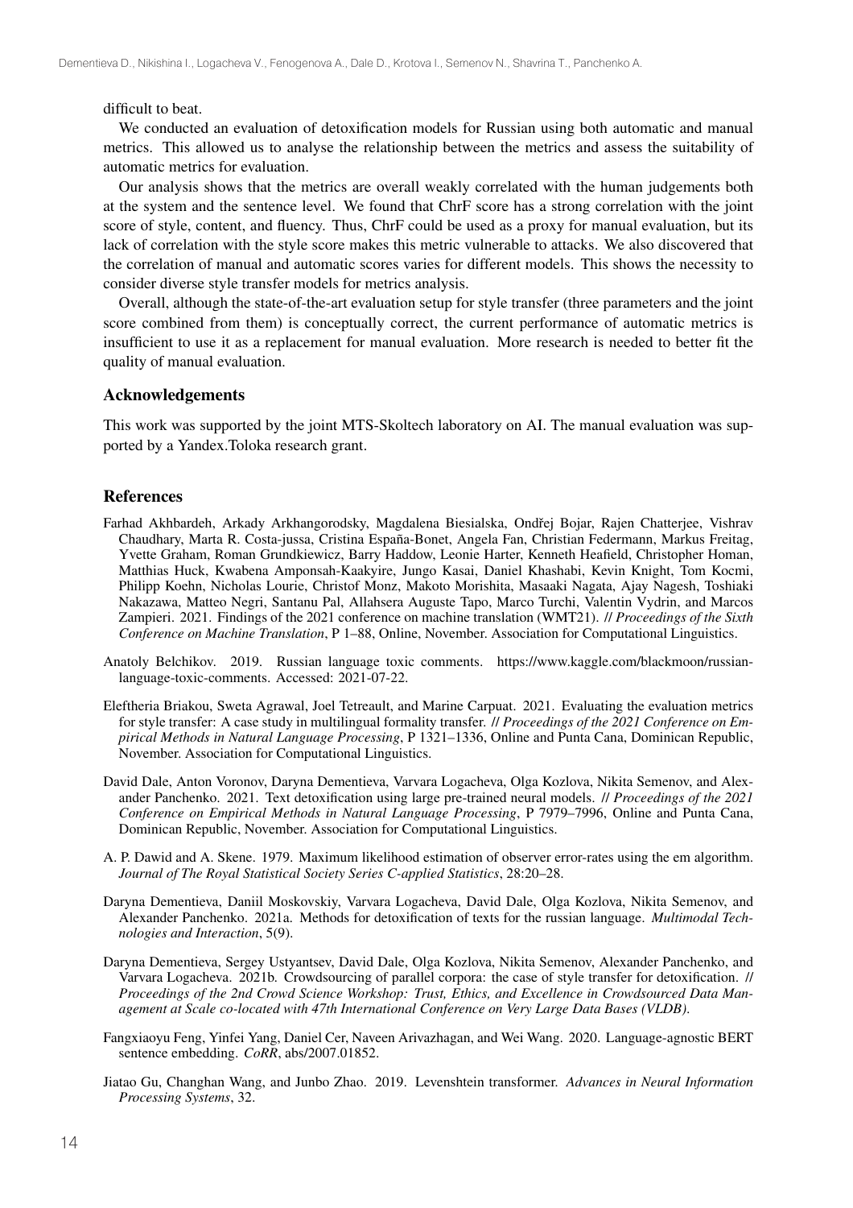difficult to beat.

We conducted an evaluation of detoxification models for Russian using both automatic and manual metrics. This allowed us to analyse the relationship between the metrics and assess the suitability of automatic metrics for evaluation.

Our analysis shows that the metrics are overall weakly correlated with the human judgements both at the system and the sentence level. We found that ChrF score has a strong correlation with the joint score of style, content, and fluency. Thus, ChrF could be used as a proxy for manual evaluation, but its lack of correlation with the style score makes this metric vulnerable to attacks. We also discovered that the correlation of manual and automatic scores varies for different models. This shows the necessity to consider diverse style transfer models for metrics analysis.

Overall, although the state-of-the-art evaluation setup for style transfer (three parameters and the joint score combined from them) is conceptually correct, the current performance of automatic metrics is insufficient to use it as a replacement for manual evaluation. More research is needed to better fit the quality of manual evaluation.

## Acknowledgements

This work was supported by the joint MTS-Skoltech laboratory on AI. The manual evaluation was supported by a Yandex.Toloka research grant.

## References

Farhad Akhbardeh, Arkady Arkhangorodsky, Magdalena Biesialska, Ondřej Bojar, Rajen Chatterjee, Vishrav Chaudhary, Marta R. Costa-jussa, Cristina España-Bonet, Angela Fan, Christian Federmann, Markus Freitag, Yvette Graham, Roman Grundkiewicz, Barry Haddow, Leonie Harter, Kenneth Heafield, Christopher Homan, Matthias Huck, Kwabena Amponsah-Kaakyire, Jungo Kasai, Daniel Khashabi, Kevin Knight, Tom Kocmi, Philipp Koehn, Nicholas Lourie, Christof Monz, Makoto Morishita, Masaaki Nagata, Ajay Nagesh, Toshiaki Nakazawa, Matteo Negri, Santanu Pal, Allahsera Auguste Tapo, Marco Turchi, Valentin Vydrin, and Marcos Zampieri. 2021. Findings of the 2021 conference on machine translation (WMT21). // *Proceedings of the Sixth Conference on Machine Translation*, P 1–88, Online, November. Association for Computational Linguistics.

Anatoly Belchikov. 2019. Russian language toxic comments. https://www.kaggle.com/blackmoon/russian-language-toxic-comments. Accessed: 2021-07-22.

Eleftheria Briakou, Sweta Agrawal, Joel Tetreault, and Marine Carpuat. 2021. Evaluating the evaluation metrics for style transfer: A case study in multilingual formality transfer. // *Proceedings of the 2021 Conference on Empirical Methods in Natural Language Processing*, P 1321–1336, Online and Punta Cana, Dominican Republic, November. Association for Computational Linguistics.

David Dale, Anton Voronov, Daryna Dementieva, Varvara Logacheva, Olga Kozlova, Nikita Semenov, and Alexander Panchenko. 2021. Text detoxification using large pre-trained neural models. // *Proceedings of the 2021 Conference on Empirical Methods in Natural Language Processing*, P 7979–7996, Online and Punta Cana, Dominican Republic, November. Association for Computational Linguistics.

A. P. Dawid and A. Skene. 1979. Maximum likelihood estimation of observer error-rates using the em algorithm. *Journal of The Royal Statistical Society Series C-applied Statistics*, 28:20–28.

Daryna Dementieva, Daniil Moskovskiy, Varvara Logacheva, David Dale, Olga Kozlova, Nikita Semenov, and Alexander Panchenko. 2021a. Methods for detoxification of texts for the russian language. *Multimodal Technologies and Interaction*, 5(9).

Daryna Dementieva, Sergey Ustyantsev, David Dale, Olga Kozlova, Nikita Semenov, Alexander Panchenko, and Varvara Logacheva. 2021b. Crowdsourcing of parallel corpora: the case of style transfer for detoxification. // *Proceedings of the 2nd Crowd Science Workshop: Trust, Ethics, and Excellence in Crowdsourced Data Management at Scale co-located with 47th International Conference on Very Large Data Bases (VLDB)*.

Fangxiaoyu Feng, Yinfei Yang, Daniel Cer, Naveen Arivazhagan, and Wei Wang. 2020. Language-agnostic BERT sentence embedding. *CoRR*, abs/2007.01852.

Jiatao Gu, Changhan Wang, and Junbo Zhao. 2019. Levenshtein transformer. *Advances in Neural Information Processing Systems*, 32.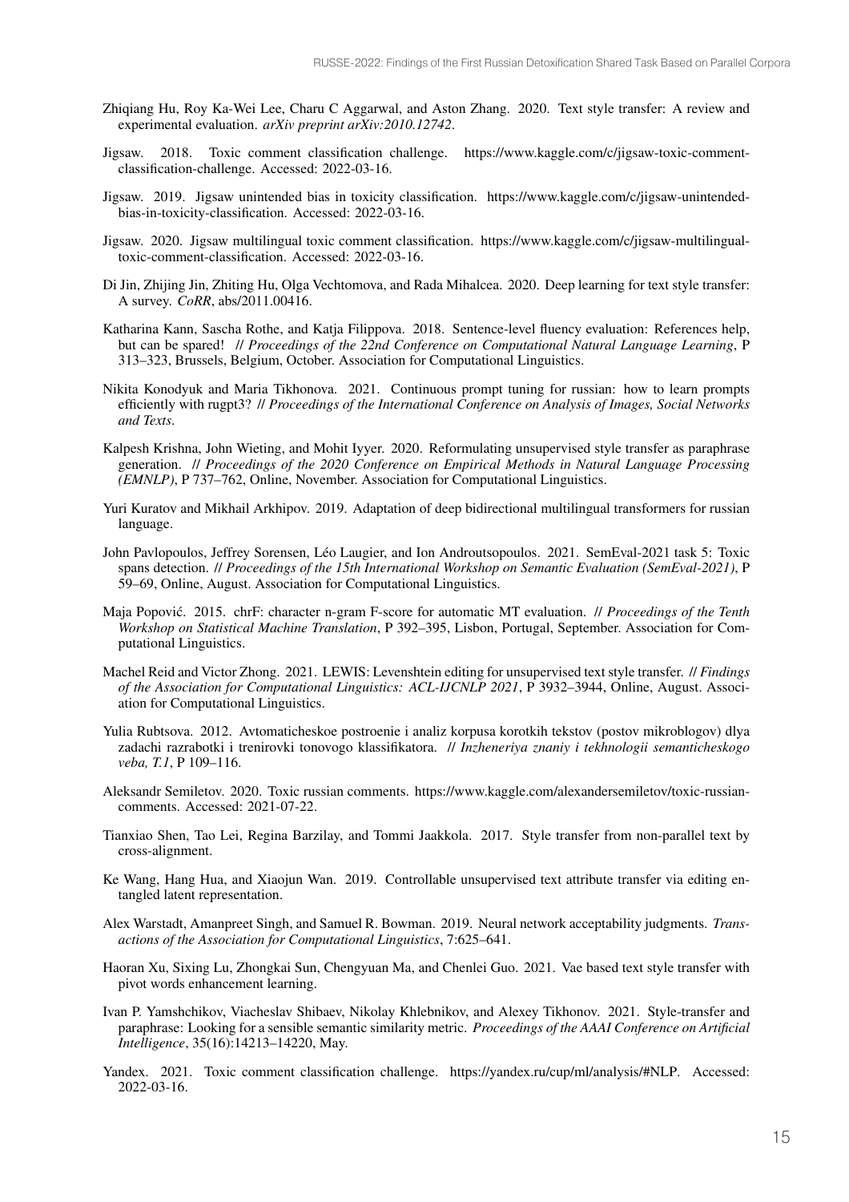Zhiqiang Hu, Roy Ka-Wei Lee, Charu C Aggarwal, and Aston Zhang. 2020. Text style transfer: A review and experimental evaluation. *arXiv preprint arXiv:2010.12742*.

Jigsaw. 2018. Toxic comment classification challenge. https://www.kaggle.com/c/jigsaw-toxic-comment-classification-challenge. Accessed: 2022-03-16.

Jigsaw. 2019. Jigsaw unintended bias in toxicity classification. https://www.kaggle.com/c/jigsaw-unintended-bias-in-toxicity-classification. Accessed: 2022-03-16.

Jigsaw. 2020. Jigsaw multilingual toxic comment classification. https://www.kaggle.com/c/jigsaw-multilingual-toxic-comment-classification. Accessed: 2022-03-16.

Di Jin, Zhijing Jin, Zhiting Hu, Olga Vechtomova, and Rada Mihalcea. 2020. Deep learning for text style transfer: A survey. *CoRR*, abs/2011.00416.

Katharina Kann, Sascha Rothe, and Katja Filippova. 2018. Sentence-level fluency evaluation: References help, but can be spared! // *Proceedings of the 22nd Conference on Computational Natural Language Learning*, P 313–323, Brussels, Belgium, October. Association for Computational Linguistics.

Nikita Konodyuk and Maria Tikhonova. 2021. Continuous prompt tuning for russian: how to learn prompts efficiently with rugpt3? // *Proceedings of the International Conference on Analysis of Images, Social Networks and Texts*.

Kalpesh Krishna, John Wieting, and Mohit Iyyer. 2020. Reformulating unsupervised style transfer as paraphrase generation. // *Proceedings of the 2020 Conference on Empirical Methods in Natural Language Processing (EMNLP)*, P 737–762, Online, November. Association for Computational Linguistics.

Yuri Kuratov and Mikhail Arkhipov. 2019. Adaptation of deep bidirectional multilingual transformers for russian language.

John Pavlopoulos, Jeffrey Sorensen, Léo Laugier, and Ion Androutsopoulos. 2021. SemEval-2021 task 5: Toxic spans detection. // *Proceedings of the 15th International Workshop on Semantic Evaluation (SemEval-2021)*, P 59–69, Online, August. Association for Computational Linguistics.

Maja Popović. 2015. chrF: character n-gram F-score for automatic MT evaluation. // *Proceedings of the Tenth Workshop on Statistical Machine Translation*, P 392–395, Lisbon, Portugal, September. Association for Computational Linguistics.

Machel Reid and Victor Zhong. 2021. LEWIS: Levenshtein editing for unsupervised text style transfer. // *Findings of the Association for Computational Linguistics: ACL-IJCNLP 2021*, P 3932–3944, Online, August. Association for Computational Linguistics.

Yulia Rubtsova. 2012. Avtomaticheskoe postroenie i analiz korpusa korotkih tekstov (postov mikroblogov) dlya zadachi razrabotki i trenirovki tonovogo klassifikatora. // *Inzheneriya znaniy i tekhnologii semanticheskogo veba, T.1*, P 109–116.

Aleksandr Semiletov. 2020. Toxic russian comments. https://www.kaggle.com/alexandersemiletov/toxic-russian-comments. Accessed: 2021-07-22.

Tianxiao Shen, Tao Lei, Regina Barzilay, and Tommi Jaakkola. 2017. Style transfer from non-parallel text by cross-alignment.

Ke Wang, Hang Hua, and Xiaojun Wan. 2019. Controllable unsupervised text attribute transfer via editing entangled latent representation.

Alex Warstadt, Amanpreet Singh, and Samuel R. Bowman. 2019. Neural network acceptability judgments. *Transactions of the Association for Computational Linguistics*, 7:625–641.

Haoran Xu, Sixing Lu, Zhongkai Sun, Chengyuan Ma, and Chenlei Guo. 2021. Vae based text style transfer with pivot words enhancement learning.

Ivan P. Yamshchikov, Viacheslav Shibaev, Nikolay Khlebnikov, and Alexey Tikhonov. 2021. Style-transfer and paraphrase: Looking for a sensible semantic similarity metric. *Proceedings of the AAAI Conference on Artificial Intelligence*, 35(16):14213–14220, May.

Yandex. 2021. Toxic comment classification challenge. https://yandex.ru/cup/ml/analysis/#NLP. Accessed: 2022-03-16.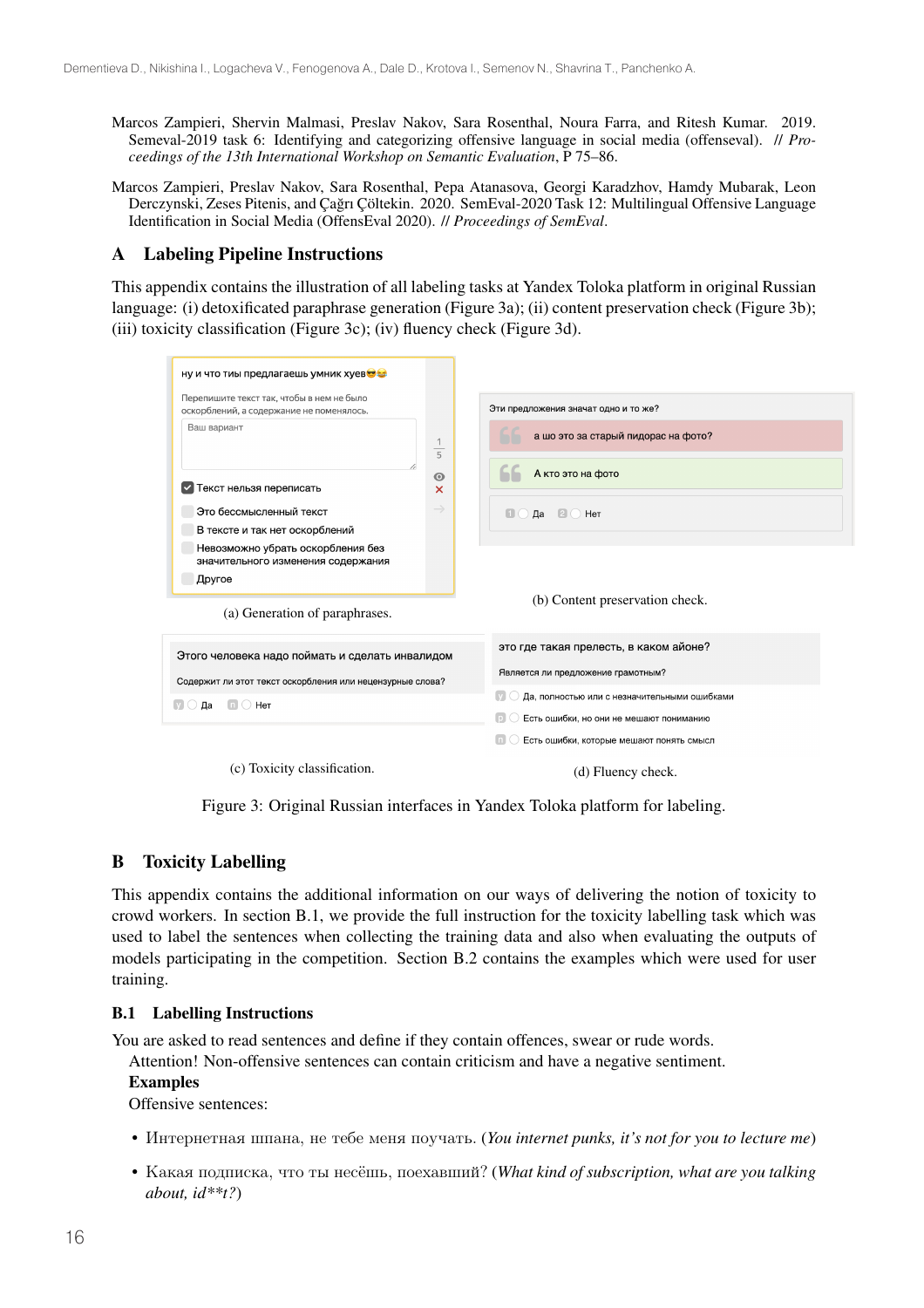Marcos Zampieri, Shervin Malmasi, Preslav Nakov, Sara Rosenthal, Noura Farra, and Ritesh Kumar. 2019. Semeval-2019 task 6: Identifying and categorizing offensive language in social media (offenseval). // *Proceedings of the 13th International Workshop on Semantic Evaluation*, P 75–86.

Marcos Zampieri, Preslav Nakov, Sara Rosenthal, Pepa Atanasova, Georgi Karadzhov, Hamdy Mubarak, Leon Derczynski, Zeses Pitenis, and Çağrı Çöltekin. 2020. SemEval-2020 Task 12: Multilingual Offensive Language Identification in Social Media (OffensEval 2020). // *Proceedings of SemEval*.

## A Labeling Pipeline Instructions

This appendix contains the illustration of all labeling tasks at Yandex Toloka platform in original Russian language: (i) detoxificated paraphrase generation (Figure 3a); (ii) content preservation check (Figure 3b); (iii) toxicity classification (Figure 3c); (iv) fluency check (Figure 3d).

ну и что тиы предлагаешь умник хуев😎😂

Перепишите текст так, чтобы в нем не было оскорблений, а содержание не поменялось.

Ваш вариант

Текст нельзя переписать

Это бессмысленный текст

В тексте и так нет оскорблений

Невозможно убрать оскорбления без значительного изменения содержания

Другое

(a) Generation of paraphrases.

Эти предложения значат одно и то же?

а шо это за старый пидорас на фото?

А кто это на фото

Да Нет

(b) Content preservation check.

Этого человека надо поймать и сделать инвалидом

Содержит ли этот текст оскорбления или нецензурные слова?

Да Нет

(c) Toxicity classification.

это где такая прелесть, в каком айоне?

Является ли предложение грамотным?

Да, полностью или с незначительными ошибками

Есть ошибки, но они не мешают пониманию

Есть ошибки, которые мешают понять смысл

(d) Fluency check.

Figure 3: Original Russian interfaces in Yandex Toloka platform for labeling.

## B Toxicity Labelling

This appendix contains the additional information on our ways of delivering the notion of toxicity to crowd workers. In section B.1, we provide the full instruction for the toxicity labelling task which was used to label the sentences when collecting the training data and also when evaluating the outputs of models participating in the competition. Section B.2 contains the examples which were used for user training.

### B.1 Labelling Instructions

You are asked to read sentences and define if they contain offences, swear or rude words.

Attention! Non-offensive sentences can contain criticism and have a negative sentiment.

**Examples**

Offensive sentences:

- Интернетная шпана, не тебе меня поучать. (*You internet punks, it's not for you to lecture me*)
- Какая подписка, что ты несёшь, поехавший? (*What kind of subscription, what are you talking about, id**t?*)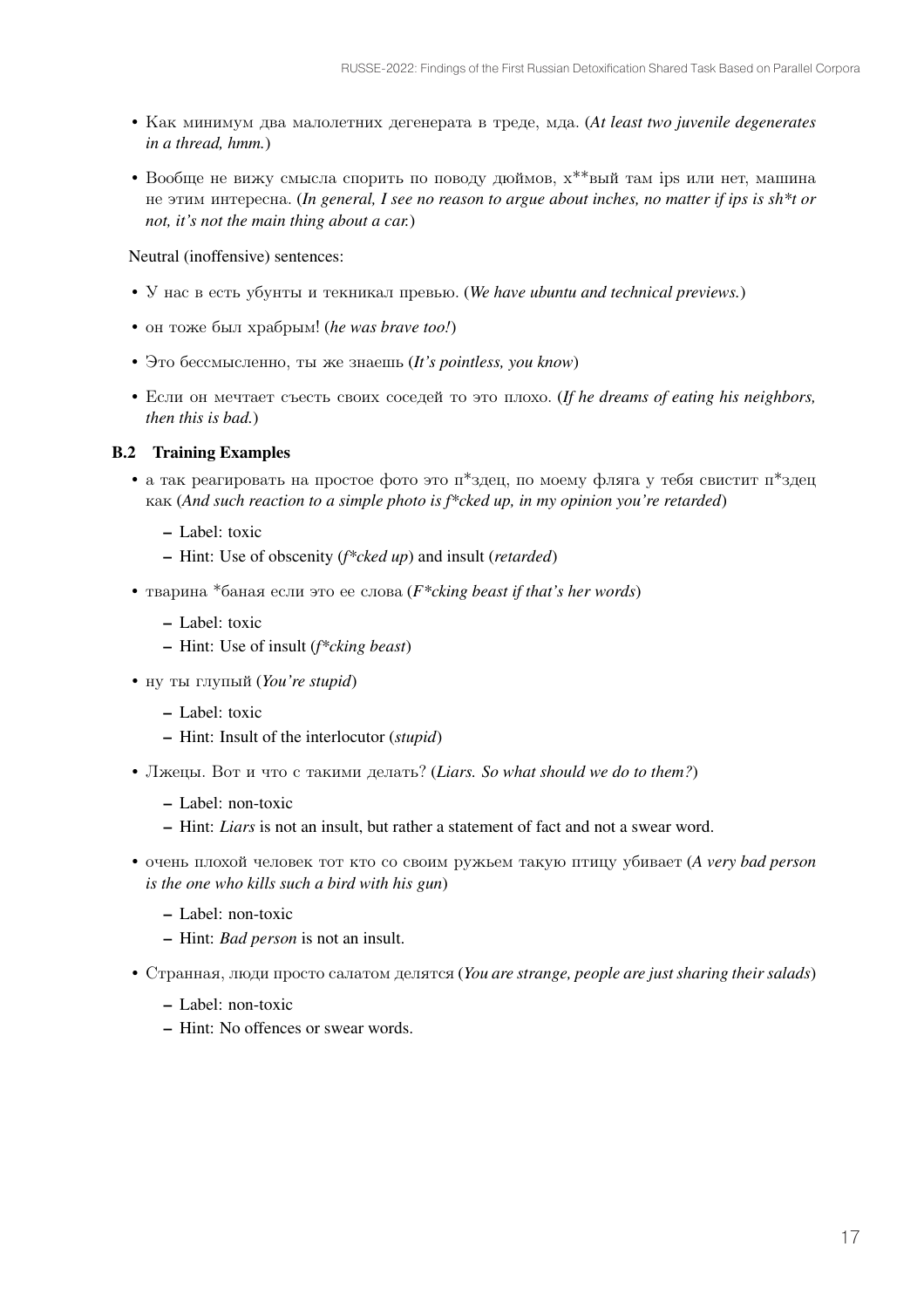- Как минимум два малолетних дегенерата в треде, мда. (*At least two juvenile degenerates in a thread, hmm.*)
- Вообще не вижу смысла спорить по поводу дюймов, х**вый там ips или нет, машина не этим интересна. (*In general, I see no reason to argue about inches, no matter if ips is sh*t or not, it's not the main thing about a car.*)

Neutral (inoffensive) sentences:

- У нас в есть убунты и техникал превью. (*We have ubuntu and technical previews.*)
- он тоже был храбрым! (*he was brave too!*)
- Это бессмысленно, ты же знаешь (*It's pointless, you know*)
- Если он мечтает съесть своих соседей то это плохо. (*If he dreams of eating his neighbors, then this is bad.*)

### B.2 Training Examples

- а так реагировать на простое фото это п*здец, по моему фляга у тебя свистит п*здец как (*And such reaction to a simple photo is f*cked up, in my opinion you're retarded*)
  - Label: toxic
  - Hint: Use of obscenity (*f*cked up*) and insult (*retarded*)
- тварина *баная если это ее слова (*F*cking beast if that's her words*)
  - Label: toxic
  - Hint: Use of insult (*f*cking beast*)
- ну ты глупый (*You're stupid*)
  - Label: toxic
  - Hint: Insult of the interlocutor (*stupid*)
- Лжецы. Вот и что с такими делать? (*Liars. So what should we do to them?*)
  - Label: non-toxic
  - Hint: *Liars* is not an insult, but rather a statement of fact and not a swear word.
- очень плохой человек тот кто со своим ружьем такую птицу убивает (*A very bad person is the one who kills such a bird with his gun*)
  - Label: non-toxic
  - Hint: *Bad person* is not an insult.
- Странная, люди просто салатом делятся (*You are strange, people are just sharing their salads*)
  - Label: non-toxic
  - Hint: No offences or swear words.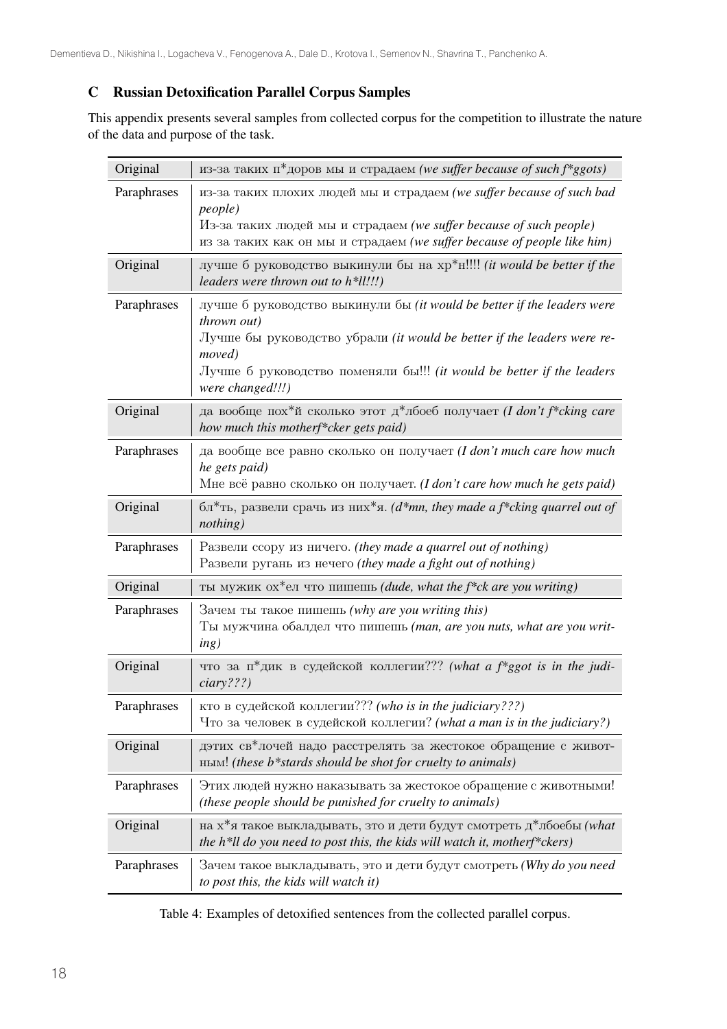## C Russian Detoxification Parallel Corpus Samples

This appendix presents several samples from collected corpus for the competition to illustrate the nature of the data and purpose of the task.

| | |
|---|---|
| Original | из-за таких п*доров мы и страдаем *(we suffer because of such f*ggots)* |
| Paraphrases | из-за таких плохих людей мы и страдаем *(we suffer because of such bad people)*<br>Из-за таких людей мы и страдаем *(we suffer because of such people)*<br>из за таких как он мы и страдаем *(we suffer because of people like him)* |
| Original | лучше б руководство выкинули бы на хр*н!!!! *(it would be better if the leaders were thrown out to h*ll!!!)* |
| Paraphrases | лучше б руководство выкинули бы *(it would be better if the leaders were thrown out)*<br>Лучше бы руководство убрали *(it would be better if the leaders were removed)*<br>Лучше б руководство поменяли бы!!! *(it would be better if the leaders were changed!!!)* |
| Original | да вообще пох*й сколько этот д*лбоеб получает *(I don't f*cking care how much this motherf*cker gets paid)* |
| Paraphrases | да вообще все равно сколько он получает *(I don't much care how much he gets paid)*<br>Мне всё равно сколько он получает. *(I don't care how much he gets paid)* |
| Original | бл*ть, развели срачь из них*я. *(d*mn, they made a f*cking quarrel out of nothing)* |
| Paraphrases | Развели ссору из ничего. *(they made a quarrel out of nothing)*<br>Развели ругань из нечего *(they made a fight out of nothing)* |
| Original | ты мужик ох*ел что пишешь *(dude, what the f*ck are you writing)* |
| Paraphrases | Зачем ты такое пишешь *(why are you writing this)*<br>Ты мужчина обалдел что пишешь *(man, are you nuts, what are you writing)* |
| Original | что за п*дик в судейской коллегии??? *(what a f*ggot is in the judiciary???)* |
| Paraphrases | кто в судейской коллегии??? *(who is in the judiciary???)*<br>Что за человек в судейской коллегии? *(what a man is in the judiciary?)* |
| Original | дэтих св*лочей надо расстрелять за жестокое обращение с животным! *(these b*stards should be shot for cruelty to animals)* |
| Paraphrases | Этих людей нужно наказывать за жестокое обращение с животными! *(these people should be punished for cruelty to animals)* |
| Original | на х*я такое выкладывать, зто и дети будут смотреть д*лбоебы *(what the h*ll do you need to post this, the kids will watch it, motherf*ckers)* |
| Paraphrases | Зачем такое выкладывать, это и дети будут смотреть *(Why do you need to post this, the kids will watch it)* |

Table 4: Examples of detoxified sentences from the collected parallel corpus.